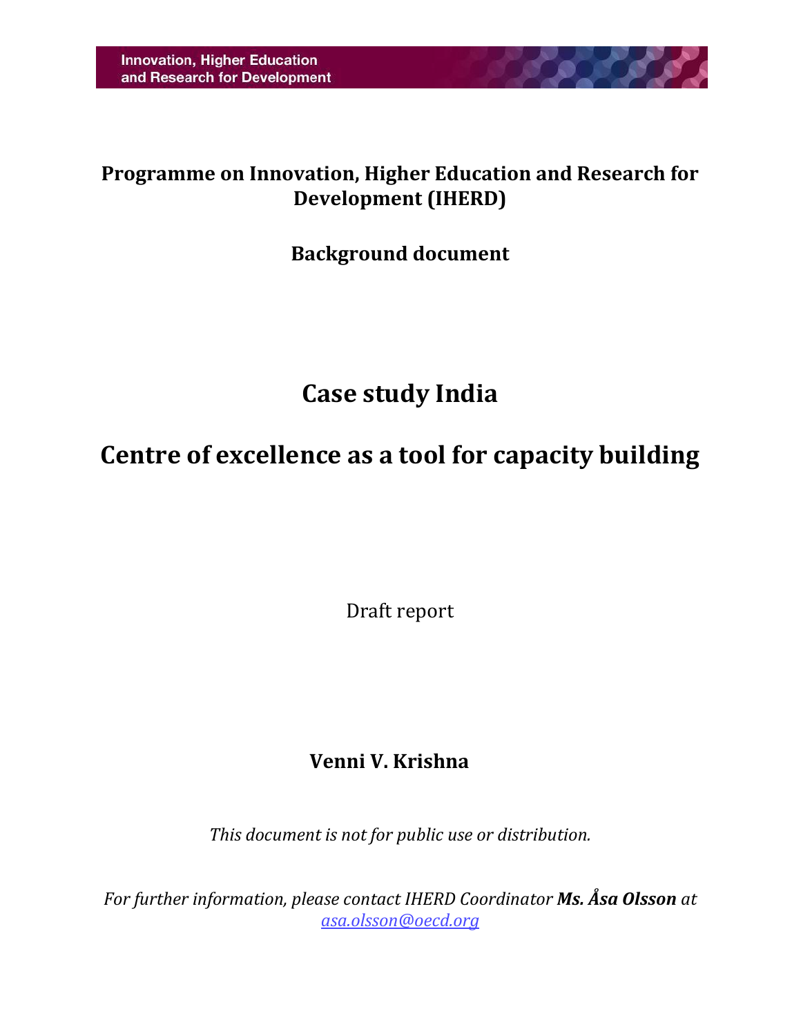Innovation, Higher Education and Research for Development

**Programme on Innovation, Higher Education and Research for Development (IHERD)**

**Background document**

# Case study India

# Centre of excellence as a tool for capacity building

Draft report

**Venni V. Krishna**

*This document is not for public use or distribution.*

*For further information, please contact IHERD Coordinator* ***Ms. Åsa Olsson*** *at* *asa.olsson@oecd.org*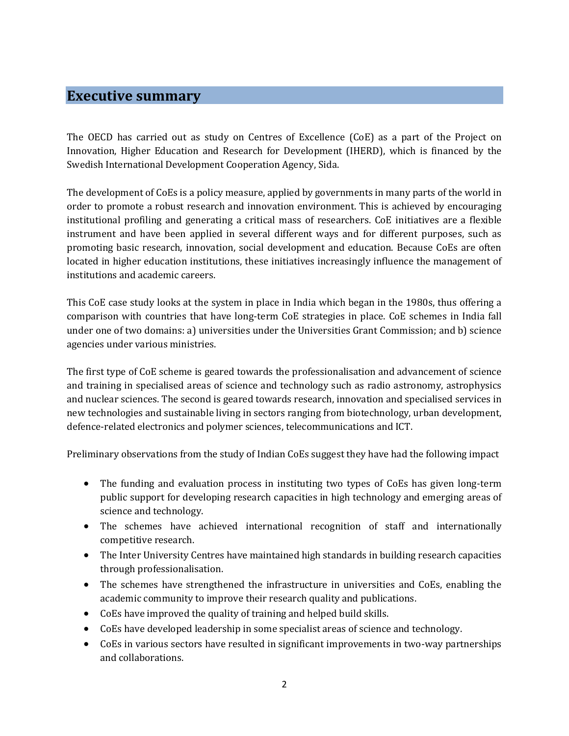# Executive summary

The OECD has carried out as study on Centres of Excellence (CoE) as a part of the Project on Innovation, Higher Education and Research for Development (IHERD), which is financed by the Swedish International Development Cooperation Agency, Sida.

The development of CoEs is a policy measure, applied by governments in many parts of the world in order to promote a robust research and innovation environment. This is achieved by encouraging institutional profiling and generating a critical mass of researchers. CoE initiatives are a flexible instrument and have been applied in several different ways and for different purposes, such as promoting basic research, innovation, social development and education. Because CoEs are often located in higher education institutions, these initiatives increasingly influence the management of institutions and academic careers.

This CoE case study looks at the system in place in India which began in the 1980s, thus offering a comparison with countries that have long-term CoE strategies in place. CoE schemes in India fall under one of two domains: a) universities under the Universities Grant Commission; and b) science agencies under various ministries.

The first type of CoE scheme is geared towards the professionalisation and advancement of science and training in specialised areas of science and technology such as radio astronomy, astrophysics and nuclear sciences. The second is geared towards research, innovation and specialised services in new technologies and sustainable living in sectors ranging from biotechnology, urban development, defence-related electronics and polymer sciences, telecommunications and ICT.

Preliminary observations from the study of Indian CoEs suggest they have had the following impact

- The funding and evaluation process in instituting two types of CoEs has given long-term public support for developing research capacities in high technology and emerging areas of science and technology.
- The schemes have achieved international recognition of staff and internationally competitive research.
- The Inter University Centres have maintained high standards in building research capacities through professionalisation.
- The schemes have strengthened the infrastructure in universities and CoEs, enabling the academic community to improve their research quality and publications.
- CoEs have improved the quality of training and helped build skills.
- CoEs have developed leadership in some specialist areas of science and technology.
- CoEs in various sectors have resulted in significant improvements in two-way partnerships and collaborations.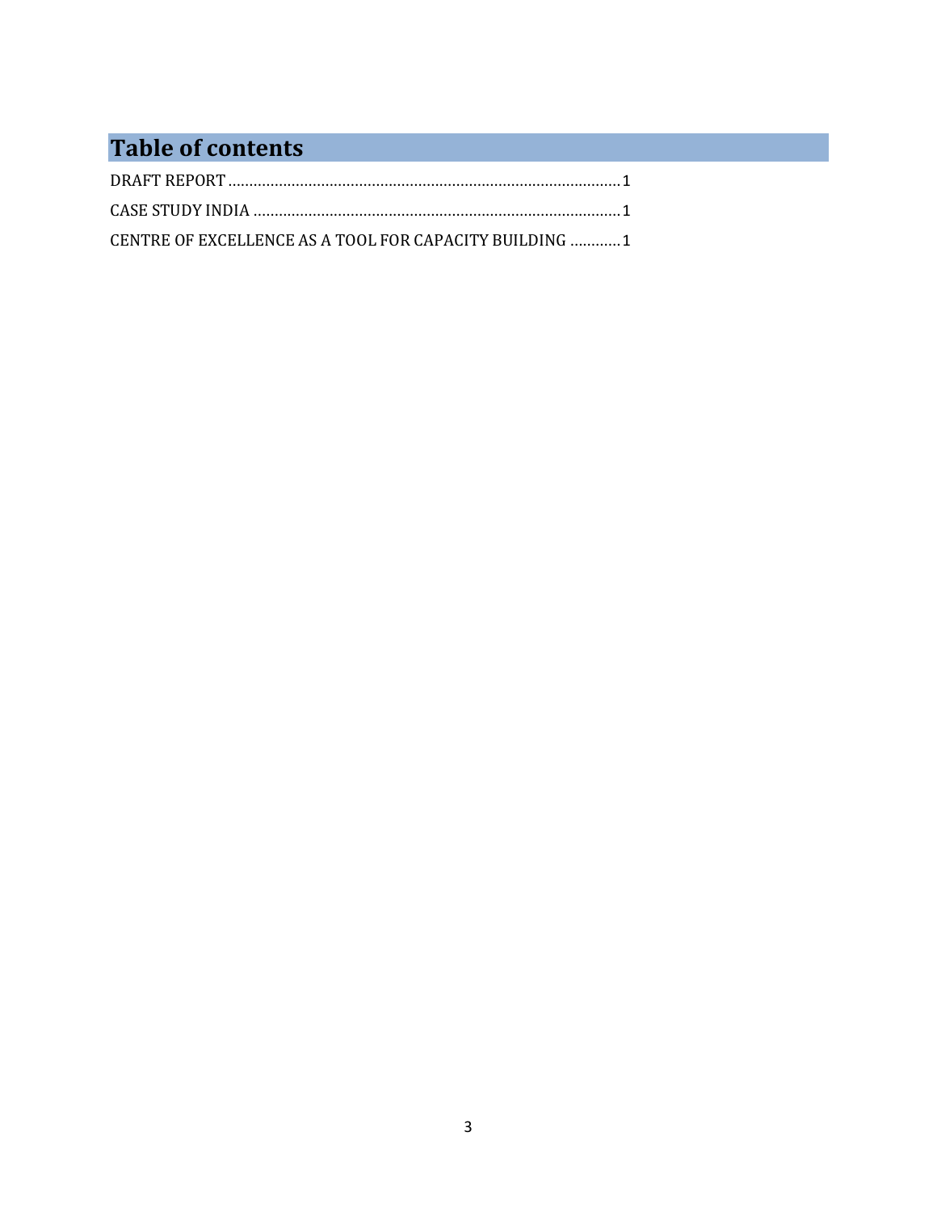# Table of contents

DRAFT REPORT ............................................................................................ 1

CASE STUDY INDIA ...................................................................................... 1

CENTRE OF EXCELLENCE AS A TOOL FOR CAPACITY BUILDING ............ 1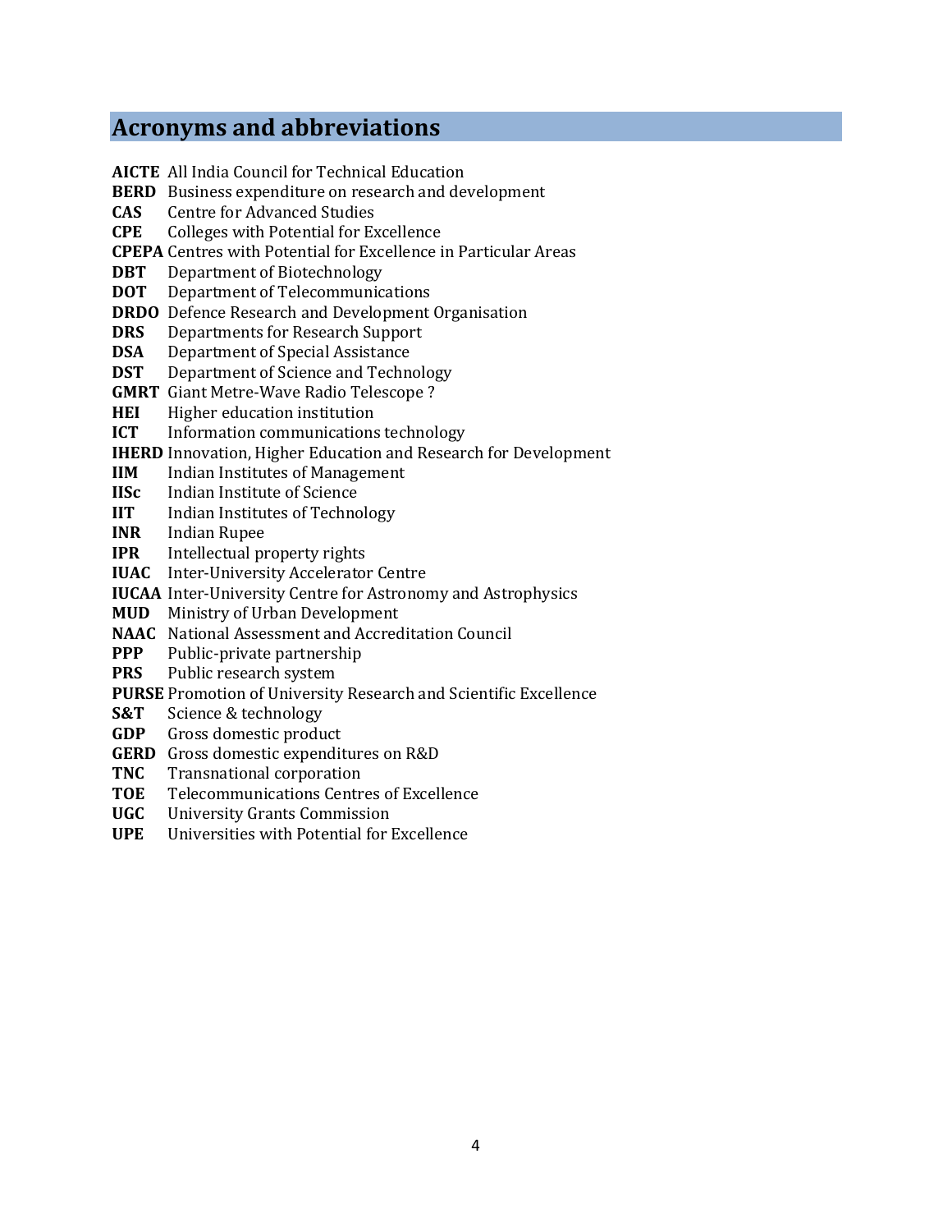# Acronyms and abbreviations

**AICTE** All India Council for Technical Education
**BERD** Business expenditure on research and development
**CAS** Centre for Advanced Studies
**CPE** Colleges with Potential for Excellence
**CPEPA** Centres with Potential for Excellence in Particular Areas
**DBT** Department of Biotechnology
**DOT** Department of Telecommunications
**DRDO** Defence Research and Development Organisation
**DRS** Departments for Research Support
**DSA** Department of Special Assistance
**DST** Department of Science and Technology
**GMRT** Giant Metre-Wave Radio Telescope ?
**HEI** Higher education institution
**ICT** Information communications technology
**IHERD** Innovation, Higher Education and Research for Development
**IIM** Indian Institutes of Management
**IISc** Indian Institute of Science
**IIT** Indian Institutes of Technology
**INR** Indian Rupee
**IPR** Intellectual property rights
**IUAC** Inter-University Accelerator Centre
**IUCAA** Inter-University Centre for Astronomy and Astrophysics
**MUD** Ministry of Urban Development
**NAAC** National Assessment and Accreditation Council
**PPP** Public-private partnership
**PRS** Public research system
**PURSE** Promotion of University Research and Scientific Excellence
**S&T** Science & technology
**GDP** Gross domestic product
**GERD** Gross domestic expenditures on R&D
**TNC** Transnational corporation
**TOE** Telecommunications Centres of Excellence
**UGC** University Grants Commission
**UPE** Universities with Potential for Excellence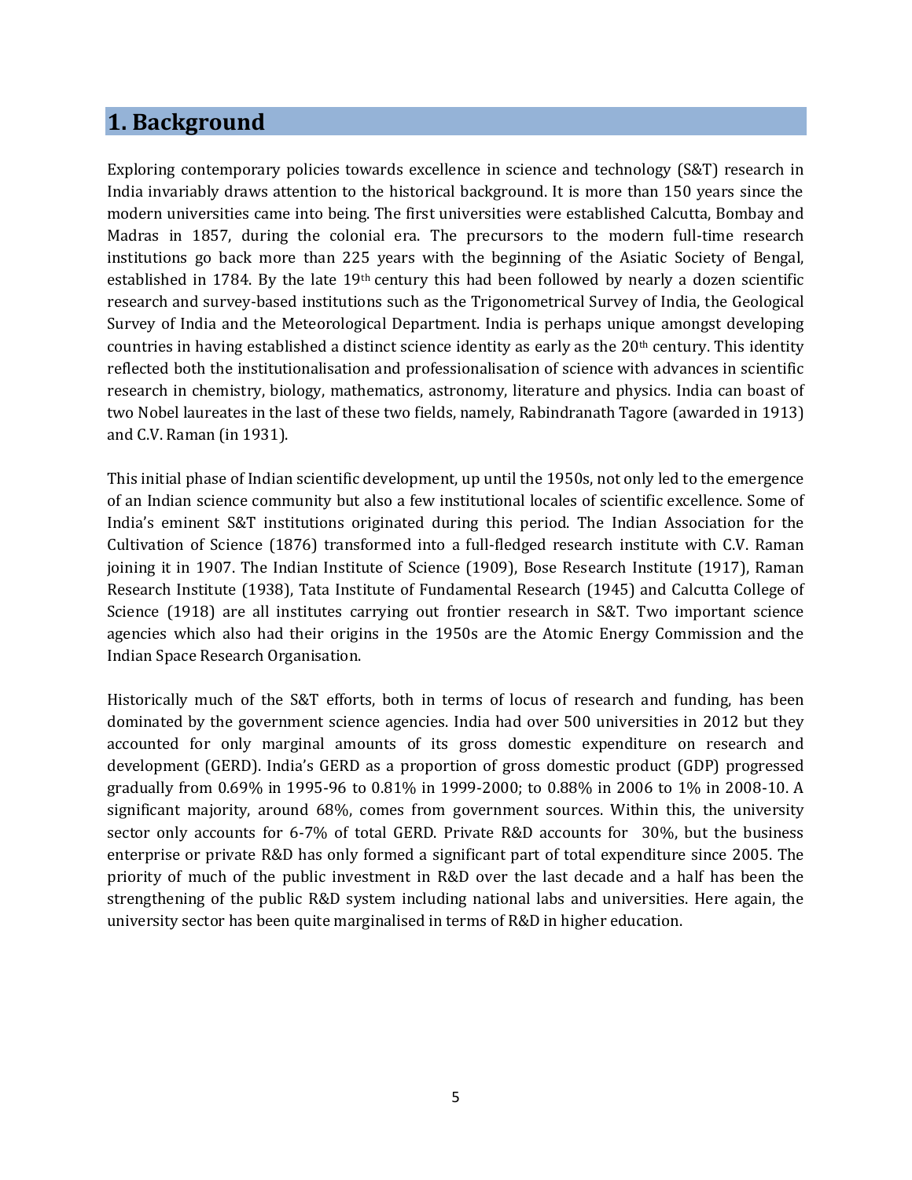## 1. Background

Exploring contemporary policies towards excellence in science and technology (S&T) research in India invariably draws attention to the historical background. It is more than 150 years since the modern universities came into being. The first universities were established Calcutta, Bombay and Madras in 1857, during the colonial era. The precursors to the modern full-time research institutions go back more than 225 years with the beginning of the Asiatic Society of Bengal, established in 1784. By the late 19th century this had been followed by nearly a dozen scientific research and survey-based institutions such as the Trigonometrical Survey of India, the Geological Survey of India and the Meteorological Department. India is perhaps unique amongst developing countries in having established a distinct science identity as early as the 20th century. This identity reflected both the institutionalisation and professionalisation of science with advances in scientific research in chemistry, biology, mathematics, astronomy, literature and physics. India can boast of two Nobel laureates in the last of these two fields, namely, Rabindranath Tagore (awarded in 1913) and C.V. Raman (in 1931).

This initial phase of Indian scientific development, up until the 1950s, not only led to the emergence of an Indian science community but also a few institutional locales of scientific excellence. Some of India's eminent S&T institutions originated during this period. The Indian Association for the Cultivation of Science (1876) transformed into a full-fledged research institute with C.V. Raman joining it in 1907. The Indian Institute of Science (1909), Bose Research Institute (1917), Raman Research Institute (1938), Tata Institute of Fundamental Research (1945) and Calcutta College of Science (1918) are all institutes carrying out frontier research in S&T. Two important science agencies which also had their origins in the 1950s are the Atomic Energy Commission and the Indian Space Research Organisation.

Historically much of the S&T efforts, both in terms of locus of research and funding, has been dominated by the government science agencies. India had over 500 universities in 2012 but they accounted for only marginal amounts of its gross domestic expenditure on research and development (GERD). India's GERD as a proportion of gross domestic product (GDP) progressed gradually from 0.69% in 1995-96 to 0.81% in 1999-2000; to 0.88% in 2006 to 1% in 2008-10. A significant majority, around 68%, comes from government sources. Within this, the university sector only accounts for 6-7% of total GERD. Private R&D accounts for 30%, but the business enterprise or private R&D has only formed a significant part of total expenditure since 2005. The priority of much of the public investment in R&D over the last decade and a half has been the strengthening of the public R&D system including national labs and universities. Here again, the university sector has been quite marginalised in terms of R&D in higher education.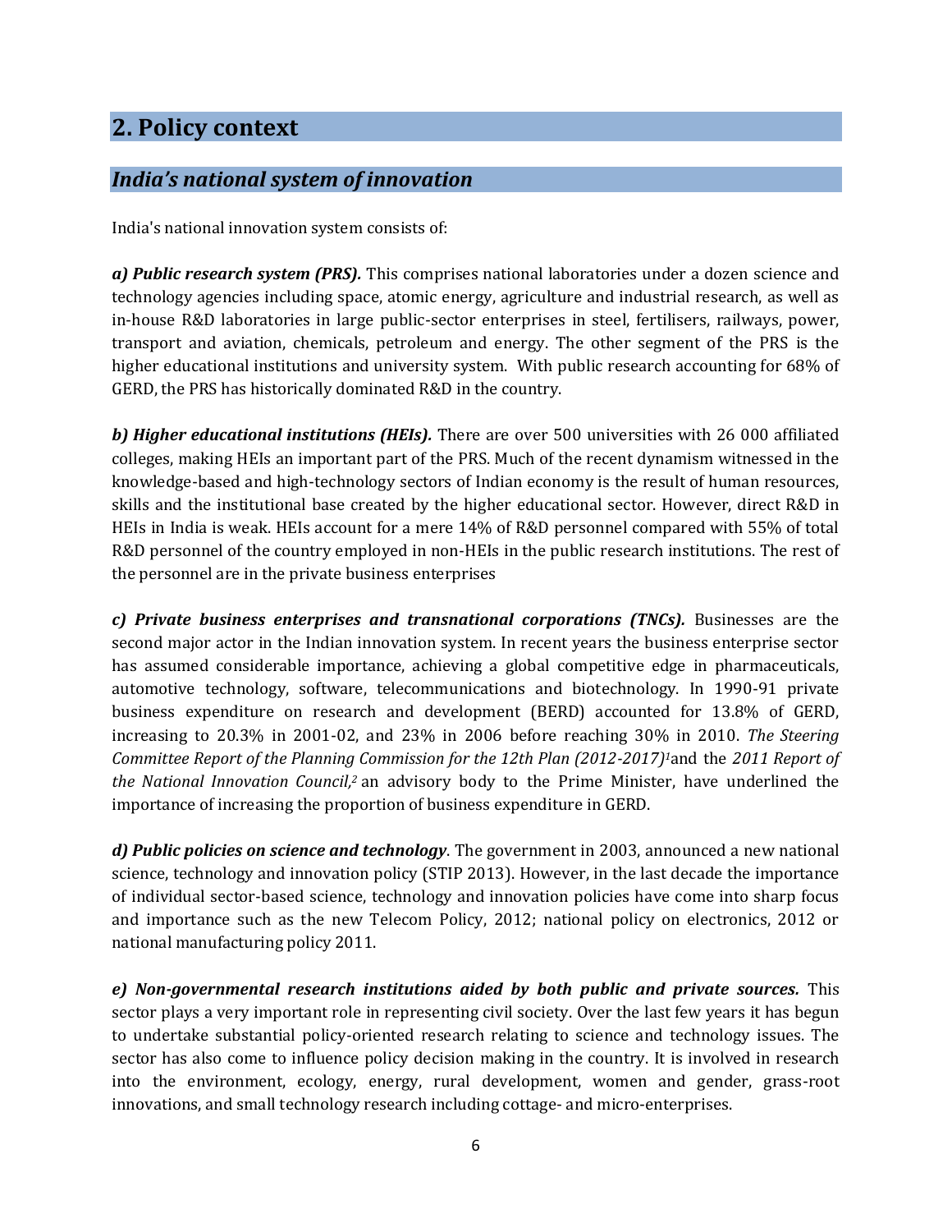## 2. Policy context

### *India's national system of innovation*

India's national innovation system consists of:

***a) Public research system (PRS).*** This comprises national laboratories under a dozen science and technology agencies including space, atomic energy, agriculture and industrial research, as well as in-house R&D laboratories in large public-sector enterprises in steel, fertilisers, railways, power, transport and aviation, chemicals, petroleum and energy. The other segment of the PRS is the higher educational institutions and university system. With public research accounting for 68% of GERD, the PRS has historically dominated R&D in the country.

***b) Higher educational institutions (HEIs).*** There are over 500 universities with 26 000 affiliated colleges, making HEIs an important part of the PRS. Much of the recent dynamism witnessed in the knowledge-based and high-technology sectors of Indian economy is the result of human resources, skills and the institutional base created by the higher educational sector. However, direct R&D in HEIs in India is weak. HEIs account for a mere 14% of R&D personnel compared with 55% of total R&D personnel of the country employed in non-HEIs in the public research institutions. The rest of the personnel are in the private business enterprises

***c) Private business enterprises and transnational corporations (TNCs).*** Businesses are the second major actor in the Indian innovation system. In recent years the business enterprise sector has assumed considerable importance, achieving a global competitive edge in pharmaceuticals, automotive technology, software, telecommunications and biotechnology. In 1990-91 private business expenditure on research and development (BERD) accounted for 13.8% of GERD, increasing to 20.3% in 2001-02, and 23% in 2006 before reaching 30% in 2010. *The Steering Committee Report of the Planning Commission for the 12th Plan (2012-2017)*[1] and the *2011 Report of the National Innovation Council,*[2] an advisory body to the Prime Minister, have underlined the importance of increasing the proportion of business expenditure in GERD.

***d) Public policies on science and technology***. The government in 2003, announced a new national science, technology and innovation policy (STIP 2013). However, in the last decade the importance of individual sector-based science, technology and innovation policies have come into sharp focus and importance such as the new Telecom Policy, 2012; national policy on electronics, 2012 or national manufacturing policy 2011.

***e) Non-governmental research institutions aided by both public and private sources.*** This sector plays a very important role in representing civil society. Over the last few years it has begun to undertake substantial policy-oriented research relating to science and technology issues. The sector has also come to influence policy decision making in the country. It is involved in research into the environment, ecology, energy, rural development, women and gender, grass-root innovations, and small technology research including cottage- and micro-enterprises.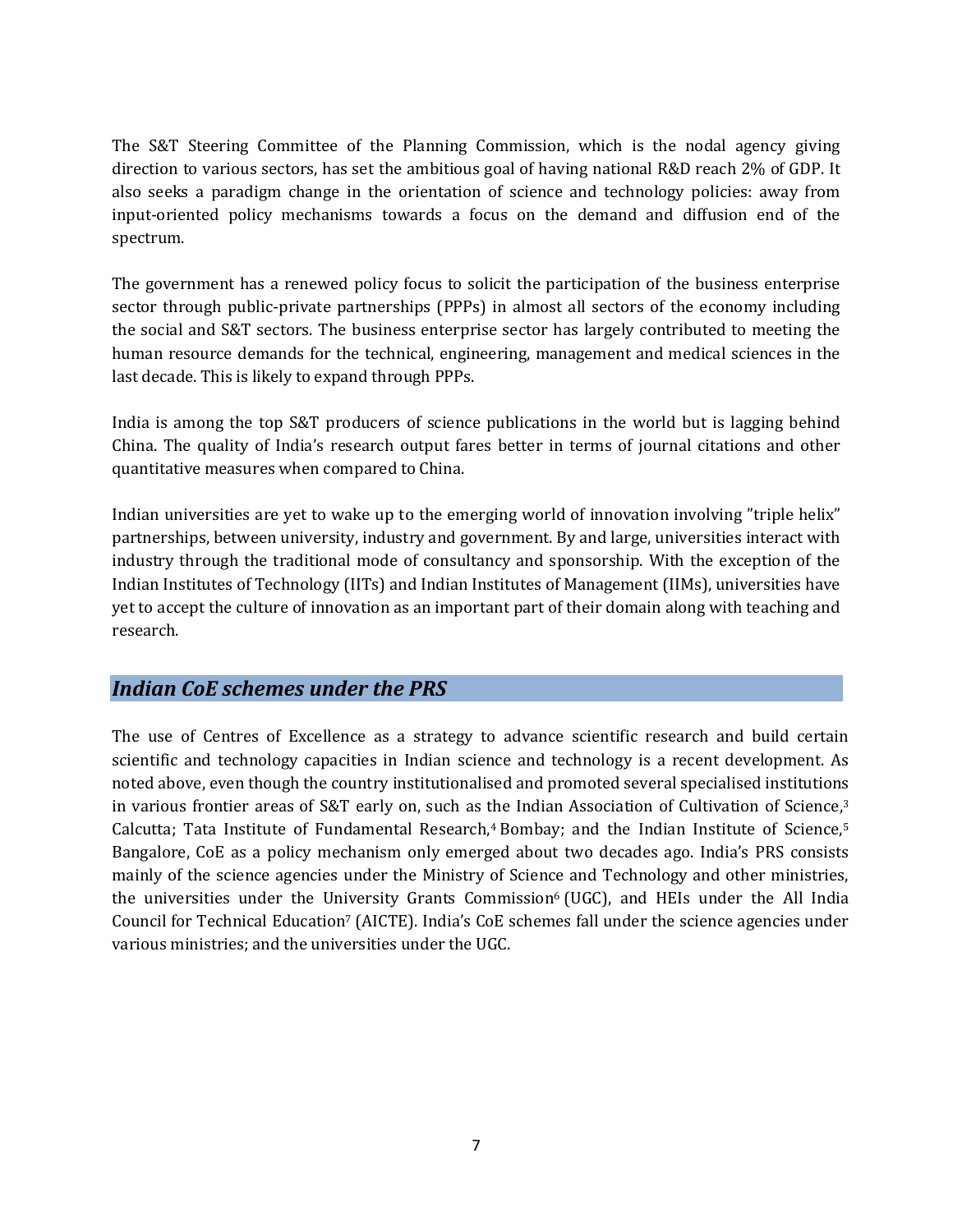The S&T Steering Committee of the Planning Commission, which is the nodal agency giving direction to various sectors, has set the ambitious goal of having national R&D reach 2% of GDP. It also seeks a paradigm change in the orientation of science and technology policies: away from input-oriented policy mechanisms towards a focus on the demand and diffusion end of the spectrum.

The government has a renewed policy focus to solicit the participation of the business enterprise sector through public-private partnerships (PPPs) in almost all sectors of the economy including the social and S&T sectors. The business enterprise sector has largely contributed to meeting the human resource demands for the technical, engineering, management and medical sciences in the last decade. This is likely to expand through PPPs.

India is among the top S&T producers of science publications in the world but is lagging behind China. The quality of India's research output fares better in terms of journal citations and other quantitative measures when compared to China.

Indian universities are yet to wake up to the emerging world of innovation involving "triple helix" partnerships, between university, industry and government. By and large, universities interact with industry through the traditional mode of consultancy and sponsorship. With the exception of the Indian Institutes of Technology (IITs) and Indian Institutes of Management (IIMs), universities have yet to accept the culture of innovation as an important part of their domain along with teaching and research.

## *Indian CoE schemes under the PRS*

The use of Centres of Excellence as a strategy to advance scientific research and build certain scientific and technology capacities in Indian science and technology is a recent development. As noted above, even though the country institutionalised and promoted several specialised institutions in various frontier areas of S&T early on, such as the Indian Association of Cultivation of Science,[3] Calcutta; Tata Institute of Fundamental Research,[4] Bombay; and the Indian Institute of Science,[5] Bangalore, CoE as a policy mechanism only emerged about two decades ago. India's PRS consists mainly of the science agencies under the Ministry of Science and Technology and other ministries, the universities under the University Grants Commission[6] (UGC), and HEIs under the All India Council for Technical Education[7] (AICTE). India's CoE schemes fall under the science agencies under various ministries; and the universities under the UGC.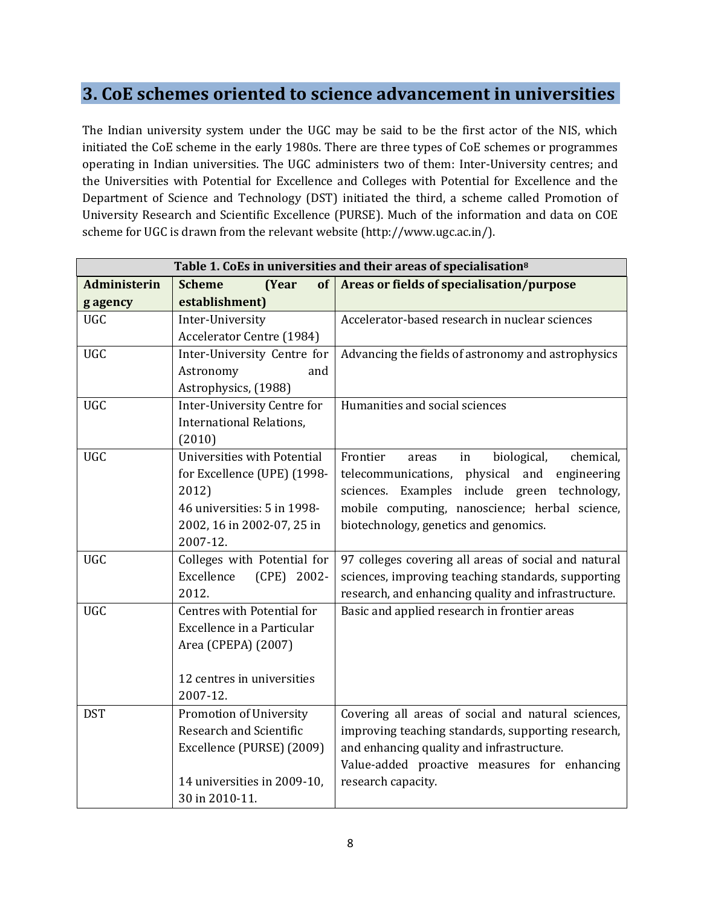## 3. CoE schemes oriented to science advancement in universities

The Indian university system under the UGC may be said to be the first actor of the NIS, which initiated the CoE scheme in the early 1980s. There are three types of CoE schemes or programmes operating in Indian universities. The UGC administers two of them: Inter-University centres; and the Universities with Potential for Excellence and Colleges with Potential for Excellence and the Department of Science and Technology (DST) initiated the third, a scheme called Promotion of University Research and Scientific Excellence (PURSE). Much of the information and data on COE scheme for UGC is drawn from the relevant website (http://www.ugc.ac.in/).

**Table 1. CoEs in universities and their areas of specialisation[8]**

| Administering agency | Scheme (Year of establishment) | Areas or fields of specialisation/purpose |
|---|---|---|
| UGC | Inter-University Accelerator Centre (1984) | Accelerator-based research in nuclear sciences |
| UGC | Inter-University Centre for Astronomy and Astrophysics, (1988) | Advancing the fields of astronomy and astrophysics |
| UGC | Inter-University Centre for International Relations, (2010) | Humanities and social sciences |
| UGC | Universities with Potential for Excellence (UPE) (1998-2012)<br>46 universities: 5 in 1998-2002, 16 in 2002-07, 25 in 2007-12. | Frontier areas in biological, chemical, telecommunications, physical and engineering sciences. Examples include green technology, mobile computing, nanoscience; herbal science, biotechnology, genetics and genomics. |
| UGC | Colleges with Potential for Excellence (CPE) 2002-2012. | 97 colleges covering all areas of social and natural sciences, improving teaching standards, supporting research, and enhancing quality and infrastructure. |
| UGC | Centres with Potential for Excellence in a Particular Area (CPEPA) (2007)<br><br>12 centres in universities 2007-12. | Basic and applied research in frontier areas |
| DST | Promotion of University Research and Scientific Excellence (PURSE) (2009)<br><br>14 universities in 2009-10, 30 in 2010-11. | Covering all areas of social and natural sciences, improving teaching standards, supporting research, and enhancing quality and infrastructure.<br>Value-added proactive measures for enhancing research capacity. |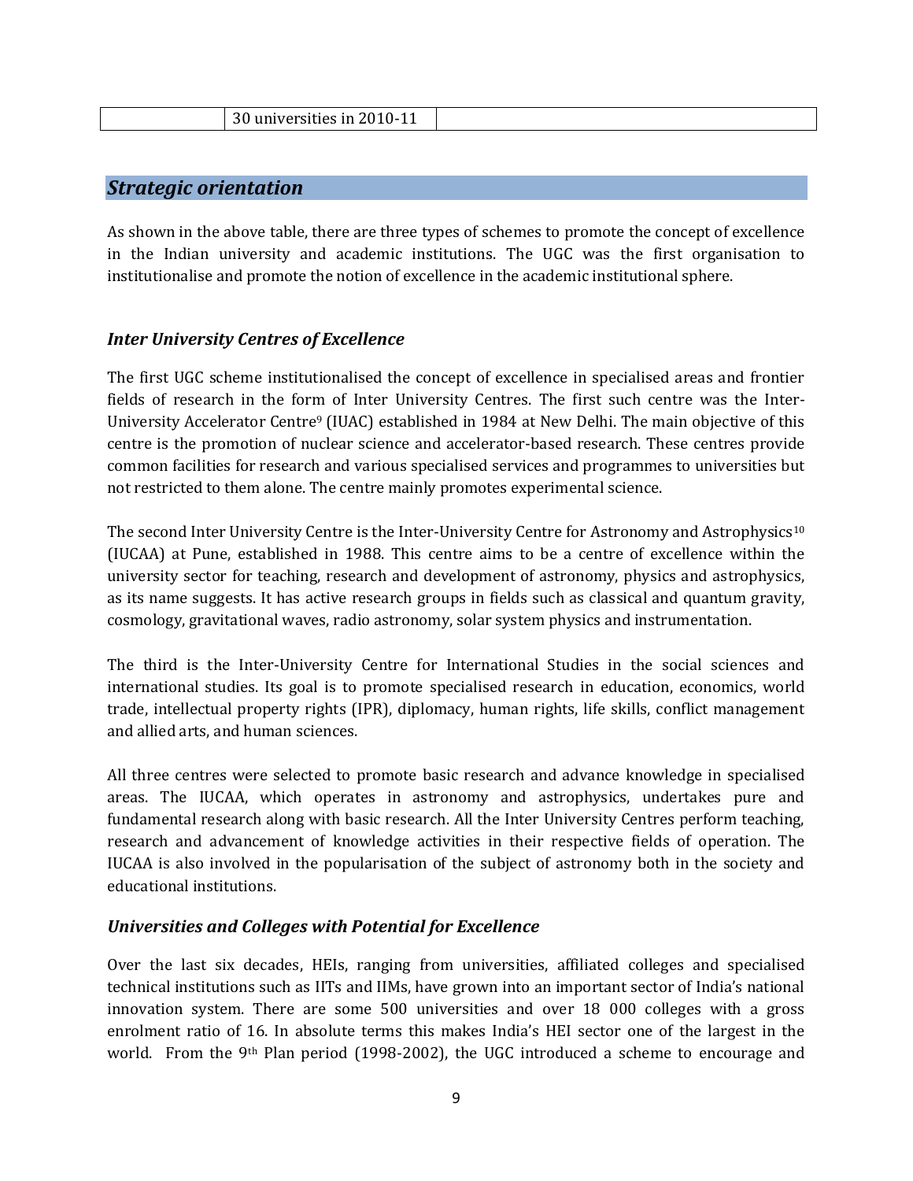|  | 30 universities in 2010-11 |  |
|---|---|---|

## *Strategic orientation*

As shown in the above table, there are three types of schemes to promote the concept of excellence in the Indian university and academic institutions. The UGC was the first organisation to institutionalise and promote the notion of excellence in the academic institutional sphere.

### *Inter University Centres of Excellence*

The first UGC scheme institutionalised the concept of excellence in specialised areas and frontier fields of research in the form of Inter University Centres. The first such centre was the Inter-University Accelerator Centre[9] (IUAC) established in 1984 at New Delhi. The main objective of this centre is the promotion of nuclear science and accelerator-based research. These centres provide common facilities for research and various specialised services and programmes to universities but not restricted to them alone. The centre mainly promotes experimental science.

The second Inter University Centre is the Inter-University Centre for Astronomy and Astrophysics[10] (IUCAA) at Pune, established in 1988. This centre aims to be a centre of excellence within the university sector for teaching, research and development of astronomy, physics and astrophysics, as its name suggests. It has active research groups in fields such as classical and quantum gravity, cosmology, gravitational waves, radio astronomy, solar system physics and instrumentation.

The third is the Inter-University Centre for International Studies in the social sciences and international studies. Its goal is to promote specialised research in education, economics, world trade, intellectual property rights (IPR), diplomacy, human rights, life skills, conflict management and allied arts, and human sciences.

All three centres were selected to promote basic research and advance knowledge in specialised areas. The IUCAA, which operates in astronomy and astrophysics, undertakes pure and fundamental research along with basic research. All the Inter University Centres perform teaching, research and advancement of knowledge activities in their respective fields of operation. The IUCAA is also involved in the popularisation of the subject of astronomy both in the society and educational institutions.

### *Universities and Colleges with Potential for Excellence*

Over the last six decades, HEIs, ranging from universities, affiliated colleges and specialised technical institutions such as IITs and IIMs, have grown into an important sector of India's national innovation system. There are some 500 universities and over 18 000 colleges with a gross enrolment ratio of 16. In absolute terms this makes India's HEI sector one of the largest in the world. From the 9th Plan period (1998-2002), the UGC introduced a scheme to encourage and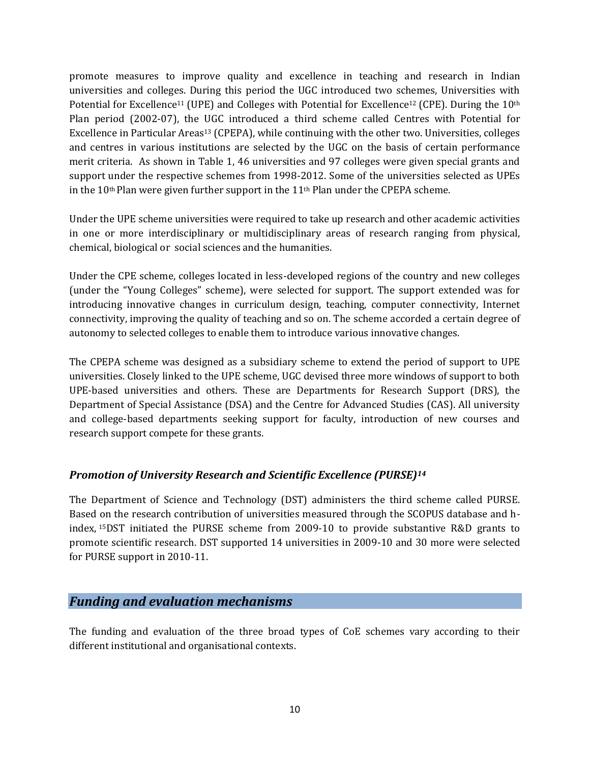promote measures to improve quality and excellence in teaching and research in Indian universities and colleges. During this period the UGC introduced two schemes, Universities with Potential for Excellence[11] (UPE) and Colleges with Potential for Excellence[12] (CPE). During the 10th Plan period (2002-07), the UGC introduced a third scheme called Centres with Potential for Excellence in Particular Areas[13] (CPEPA), while continuing with the other two. Universities, colleges and centres in various institutions are selected by the UGC on the basis of certain performance merit criteria. As shown in Table 1, 46 universities and 97 colleges were given special grants and support under the respective schemes from 1998-2012. Some of the universities selected as UPEs in the 10th Plan were given further support in the 11th Plan under the CPEPA scheme.

Under the UPE scheme universities were required to take up research and other academic activities in one or more interdisciplinary or multidisciplinary areas of research ranging from physical, chemical, biological or social sciences and the humanities.

Under the CPE scheme, colleges located in less-developed regions of the country and new colleges (under the "Young Colleges" scheme), were selected for support. The support extended was for introducing innovative changes in curriculum design, teaching, computer connectivity, Internet connectivity, improving the quality of teaching and so on. The scheme accorded a certain degree of autonomy to selected colleges to enable them to introduce various innovative changes.

The CPEPA scheme was designed as a subsidiary scheme to extend the period of support to UPE universities. Closely linked to the UPE scheme, UGC devised three more windows of support to both UPE-based universities and others. These are Departments for Research Support (DRS), the Department of Special Assistance (DSA) and the Centre for Advanced Studies (CAS). All university and college-based departments seeking support for faculty, introduction of new courses and research support compete for these grants.

### *Promotion of University Research and Scientific Excellence (PURSE)[14]*

The Department of Science and Technology (DST) administers the third scheme called PURSE. Based on the research contribution of universities measured through the SCOPUS database and h-index, [15]DST initiated the PURSE scheme from 2009-10 to provide substantive R&D grants to promote scientific research. DST supported 14 universities in 2009-10 and 30 more were selected for PURSE support in 2010-11.

## *Funding and evaluation mechanisms*

The funding and evaluation of the three broad types of CoE schemes vary according to their different institutional and organisational contexts.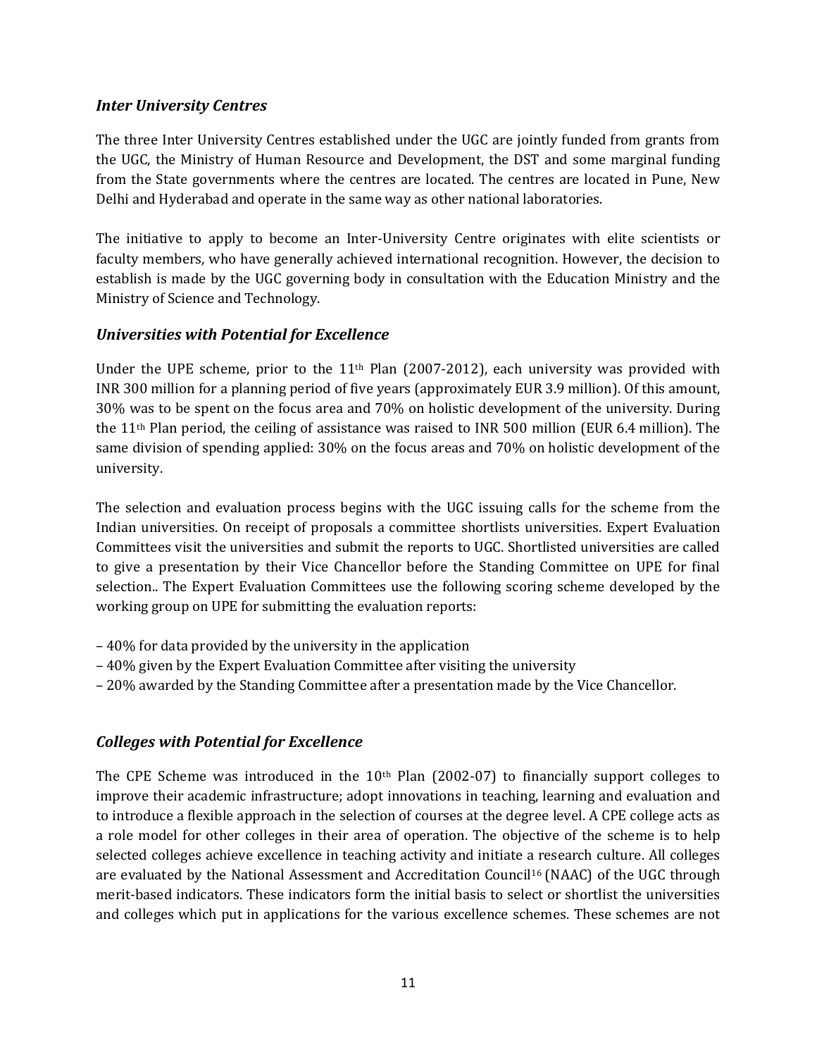### *Inter University Centres*

The three Inter University Centres established under the UGC are jointly funded from grants from the UGC, the Ministry of Human Resource and Development, the DST and some marginal funding from the State governments where the centres are located. The centres are located in Pune, New Delhi and Hyderabad and operate in the same way as other national laboratories.

The initiative to apply to become an Inter-University Centre originates with elite scientists or faculty members, who have generally achieved international recognition. However, the decision to establish is made by the UGC governing body in consultation with the Education Ministry and the Ministry of Science and Technology.

### *Universities with Potential for Excellence*

Under the UPE scheme, prior to the 11th Plan (2007-2012), each university was provided with INR 300 million for a planning period of five years (approximately EUR 3.9 million). Of this amount, 30% was to be spent on the focus area and 70% on holistic development of the university. During the 11th Plan period, the ceiling of assistance was raised to INR 500 million (EUR 6.4 million). The same division of spending applied: 30% on the focus areas and 70% on holistic development of the university.

The selection and evaluation process begins with the UGC issuing calls for the scheme from the Indian universities. On receipt of proposals a committee shortlists universities. Expert Evaluation Committees visit the universities and submit the reports to UGC. Shortlisted universities are called to give a presentation by their Vice Chancellor before the Standing Committee on UPE for final selection.. The Expert Evaluation Committees use the following scoring scheme developed by the working group on UPE for submitting the evaluation reports:

– 40% for data provided by the university in the application
– 40% given by the Expert Evaluation Committee after visiting the university
– 20% awarded by the Standing Committee after a presentation made by the Vice Chancellor.

### *Colleges with Potential for Excellence*

The CPE Scheme was introduced in the 10th Plan (2002-07) to financially support colleges to improve their academic infrastructure; adopt innovations in teaching, learning and evaluation and to introduce a flexible approach in the selection of courses at the degree level. A CPE college acts as a role model for other colleges in their area of operation. The objective of the scheme is to help selected colleges achieve excellence in teaching activity and initiate a research culture. All colleges are evaluated by the National Assessment and Accreditation Council[16] (NAAC) of the UGC through merit-based indicators. These indicators form the initial basis to select or shortlist the universities and colleges which put in applications for the various excellence schemes. These schemes are not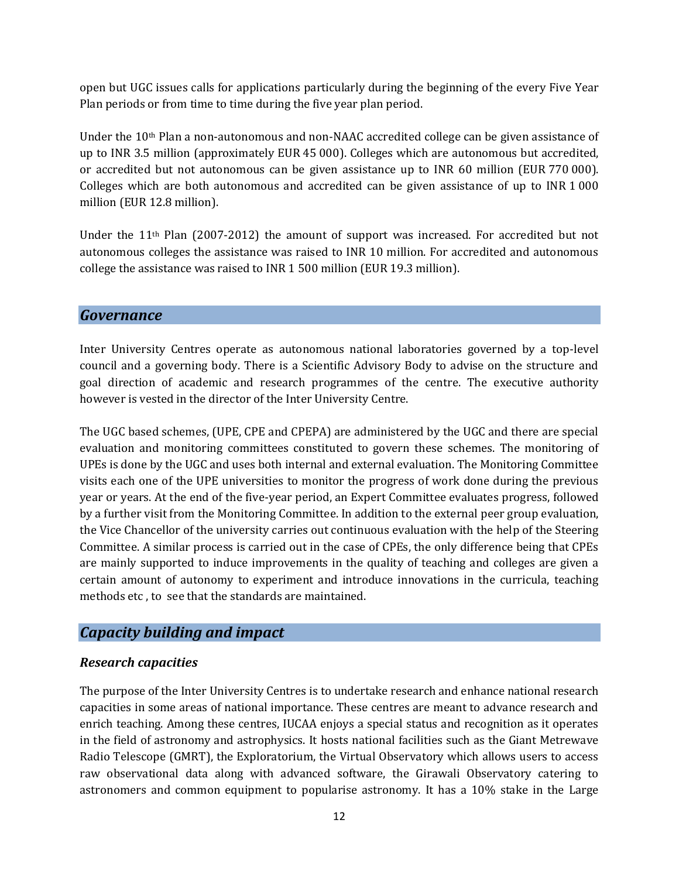open but UGC issues calls for applications particularly during the beginning of the every Five Year Plan periods or from time to time during the five year plan period.

Under the 10th Plan a non-autonomous and non-NAAC accredited college can be given assistance of up to INR 3.5 million (approximately EUR 45 000). Colleges which are autonomous but accredited, or accredited but not autonomous can be given assistance up to INR 60 million (EUR 770 000). Colleges which are both autonomous and accredited can be given assistance of up to INR 1 000 million (EUR 12.8 million).

Under the 11th Plan (2007-2012) the amount of support was increased. For accredited but not autonomous colleges the assistance was raised to INR 10 million. For accredited and autonomous college the assistance was raised to INR 1 500 million (EUR 19.3 million).

## *Governance*

Inter University Centres operate as autonomous national laboratories governed by a top-level council and a governing body. There is a Scientific Advisory Body to advise on the structure and goal direction of academic and research programmes of the centre. The executive authority however is vested in the director of the Inter University Centre.

The UGC based schemes, (UPE, CPE and CPEPA) are administered by the UGC and there are special evaluation and monitoring committees constituted to govern these schemes. The monitoring of UPEs is done by the UGC and uses both internal and external evaluation. The Monitoring Committee visits each one of the UPE universities to monitor the progress of work done during the previous year or years. At the end of the five-year period, an Expert Committee evaluates progress, followed by a further visit from the Monitoring Committee. In addition to the external peer group evaluation, the Vice Chancellor of the university carries out continuous evaluation with the help of the Steering Committee. A similar process is carried out in the case of CPEs, the only difference being that CPEs are mainly supported to induce improvements in the quality of teaching and colleges are given a certain amount of autonomy to experiment and introduce innovations in the curricula, teaching methods etc , to see that the standards are maintained.

## *Capacity building and impact*

### *Research capacities*

The purpose of the Inter University Centres is to undertake research and enhance national research capacities in some areas of national importance. These centres are meant to advance research and enrich teaching. Among these centres, IUCAA enjoys a special status and recognition as it operates in the field of astronomy and astrophysics. It hosts national facilities such as the Giant Metrewave Radio Telescope (GMRT), the Exploratorium, the Virtual Observatory which allows users to access raw observational data along with advanced software, the Girawali Observatory catering to astronomers and common equipment to popularise astronomy. It has a 10% stake in the Large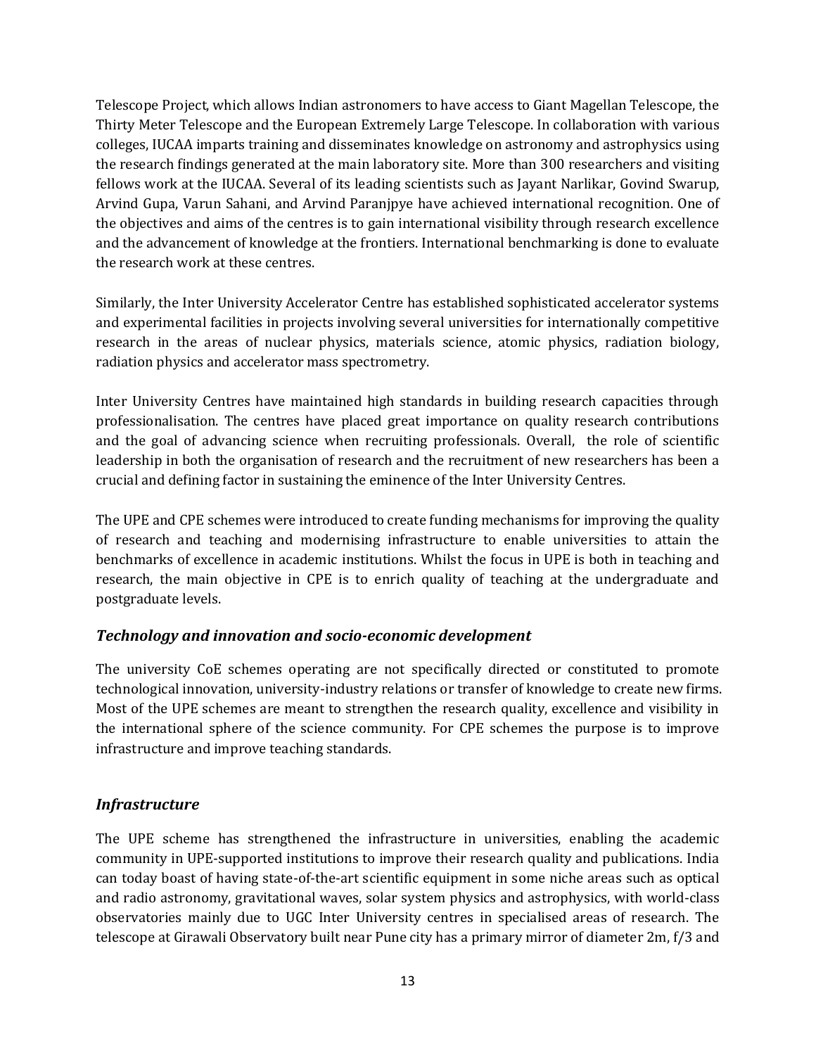Telescope Project, which allows Indian astronomers to have access to Giant Magellan Telescope, the Thirty Meter Telescope and the European Extremely Large Telescope. In collaboration with various colleges, IUCAA imparts training and disseminates knowledge on astronomy and astrophysics using the research findings generated at the main laboratory site. More than 300 researchers and visiting fellows work at the IUCAA. Several of its leading scientists such as Jayant Narlikar, Govind Swarup, Arvind Gupa, Varun Sahani, and Arvind Paranjpye have achieved international recognition. One of the objectives and aims of the centres is to gain international visibility through research excellence and the advancement of knowledge at the frontiers. International benchmarking is done to evaluate the research work at these centres.

Similarly, the Inter University Accelerator Centre has established sophisticated accelerator systems and experimental facilities in projects involving several universities for internationally competitive research in the areas of nuclear physics, materials science, atomic physics, radiation biology, radiation physics and accelerator mass spectrometry.

Inter University Centres have maintained high standards in building research capacities through professionalisation. The centres have placed great importance on quality research contributions and the goal of advancing science when recruiting professionals. Overall, the role of scientific leadership in both the organisation of research and the recruitment of new researchers has been a crucial and defining factor in sustaining the eminence of the Inter University Centres.

The UPE and CPE schemes were introduced to create funding mechanisms for improving the quality of research and teaching and modernising infrastructure to enable universities to attain the benchmarks of excellence in academic institutions. Whilst the focus in UPE is both in teaching and research, the main objective in CPE is to enrich quality of teaching at the undergraduate and postgraduate levels.

### *Technology and innovation and socio-economic development*

The university CoE schemes operating are not specifically directed or constituted to promote technological innovation, university-industry relations or transfer of knowledge to create new firms. Most of the UPE schemes are meant to strengthen the research quality, excellence and visibility in the international sphere of the science community. For CPE schemes the purpose is to improve infrastructure and improve teaching standards.

### *Infrastructure*

The UPE scheme has strengthened the infrastructure in universities, enabling the academic community in UPE-supported institutions to improve their research quality and publications. India can today boast of having state-of-the-art scientific equipment in some niche areas such as optical and radio astronomy, gravitational waves, solar system physics and astrophysics, with world-class observatories mainly due to UGC Inter University centres in specialised areas of research. The telescope at Girawali Observatory built near Pune city has a primary mirror of diameter 2m, f/3 and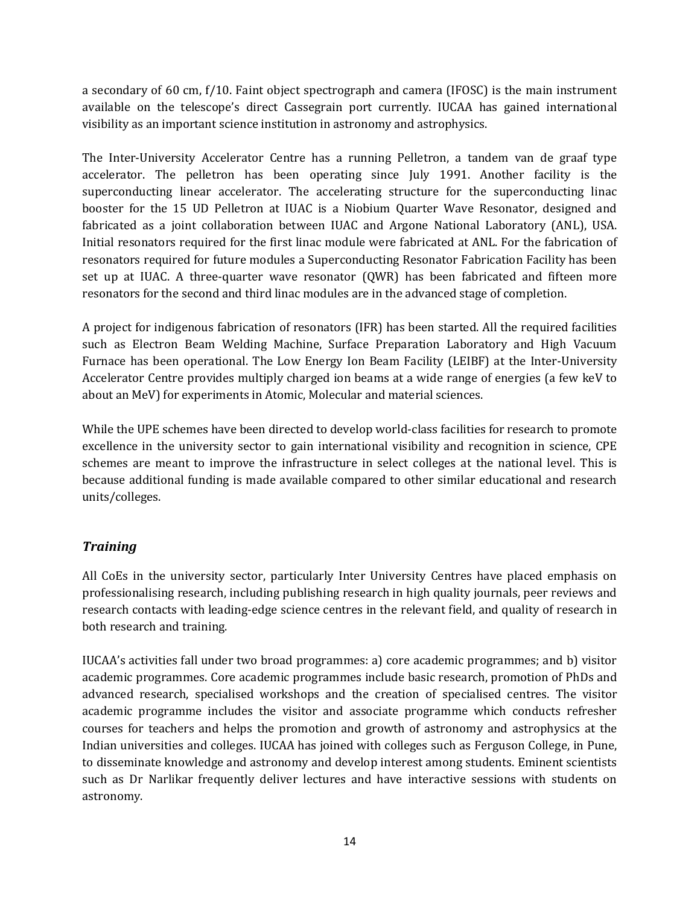a secondary of 60 cm, f/10. Faint object spectrograph and camera (IFOSC) is the main instrument available on the telescope's direct Cassegrain port currently. IUCAA has gained international visibility as an important science institution in astronomy and astrophysics.

The Inter-University Accelerator Centre has a running Pelletron, a tandem van de graaf type accelerator. The pelletron has been operating since July 1991. Another facility is the superconducting linear accelerator. The accelerating structure for the superconducting linac booster for the 15 UD Pelletron at IUAC is a Niobium Quarter Wave Resonator, designed and fabricated as a joint collaboration between IUAC and Argone National Laboratory (ANL), USA. Initial resonators required for the first linac module were fabricated at ANL. For the fabrication of resonators required for future modules a Superconducting Resonator Fabrication Facility has been set up at IUAC. A three-quarter wave resonator (QWR) has been fabricated and fifteen more resonators for the second and third linac modules are in the advanced stage of completion.

A project for indigenous fabrication of resonators (IFR) has been started. All the required facilities such as Electron Beam Welding Machine, Surface Preparation Laboratory and High Vacuum Furnace has been operational. The Low Energy Ion Beam Facility (LEIBF) at the Inter-University Accelerator Centre provides multiply charged ion beams at a wide range of energies (a few keV to about an MeV) for experiments in Atomic, Molecular and material sciences.

While the UPE schemes have been directed to develop world-class facilities for research to promote excellence in the university sector to gain international visibility and recognition in science, CPE schemes are meant to improve the infrastructure in select colleges at the national level. This is because additional funding is made available compared to other similar educational and research units/colleges.

### *Training*

All CoEs in the university sector, particularly Inter University Centres have placed emphasis on professionalising research, including publishing research in high quality journals, peer reviews and research contacts with leading-edge science centres in the relevant field, and quality of research in both research and training.

IUCAA's activities fall under two broad programmes: a) core academic programmes; and b) visitor academic programmes. Core academic programmes include basic research, promotion of PhDs and advanced research, specialised workshops and the creation of specialised centres. The visitor academic programme includes the visitor and associate programme which conducts refresher courses for teachers and helps the promotion and growth of astronomy and astrophysics at the Indian universities and colleges. IUCAA has joined with colleges such as Ferguson College, in Pune, to disseminate knowledge and astronomy and develop interest among students. Eminent scientists such as Dr Narlikar frequently deliver lectures and have interactive sessions with students on astronomy.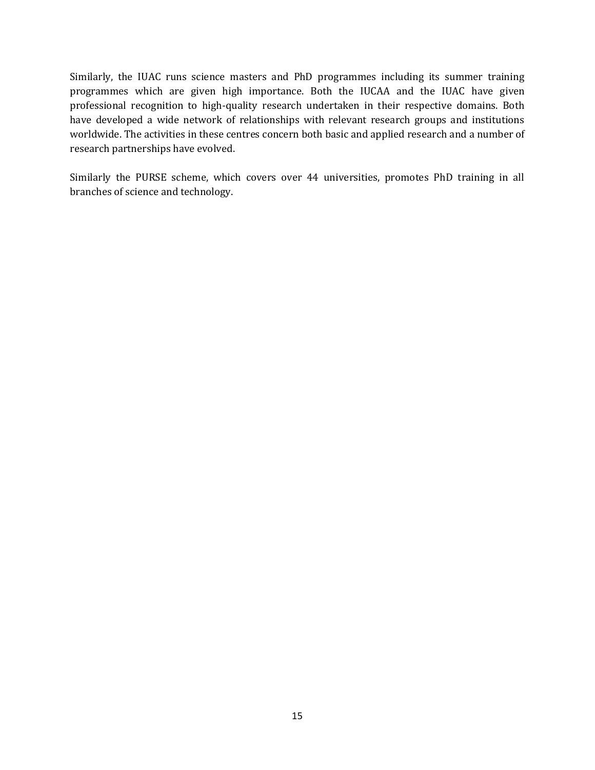Similarly, the IUAC runs science masters and PhD programmes including its summer training programmes which are given high importance. Both the IUCAA and the IUAC have given professional recognition to high-quality research undertaken in their respective domains. Both have developed a wide network of relationships with relevant research groups and institutions worldwide. The activities in these centres concern both basic and applied research and a number of research partnerships have evolved.

Similarly the PURSE scheme, which covers over 44 universities, promotes PhD training in all branches of science and technology.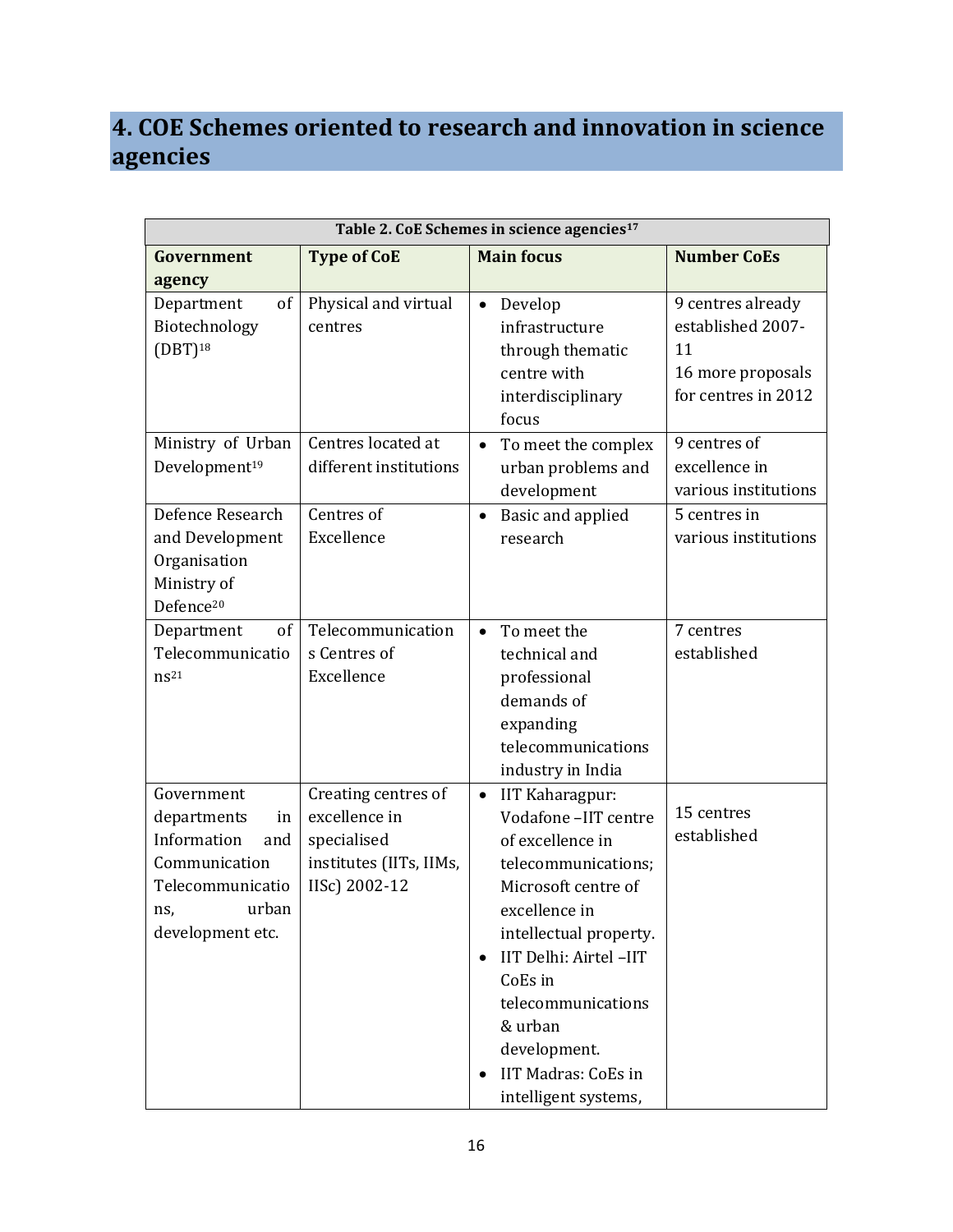# 4. COE Schemes oriented to research and innovation in science agencies

| Table 2. CoE Schemes in science agencies[17] | | | |
|---|---|---|---|
| **Government agency** | **Type of CoE** | **Main focus** | **Number CoEs** |
| Department of Biotechnology (DBT)[18] | Physical and virtual centres | • Develop infrastructure through thematic centre with interdisciplinary focus | 9 centres already established 2007-11<br>16 more proposals for centres in 2012 |
| Ministry of Urban Development[19] | Centres located at different institutions | • To meet the complex urban problems and development | 9 centres of excellence in various institutions |
| Defence Research and Development Organisation Ministry of Defence[20] | Centres of Excellence | • Basic and applied research | 5 centres in various institutions |
| Department of Telecommunications[21] | Telecommunications Centres of Excellence | • To meet the technical and professional demands of expanding telecommunications industry in India | 7 centres established |
| Government departments in Information and Communication Telecommunications, urban development etc. | Creating centres of excellence in specialised institutes (IITs, IIMs, IISc) 2002-12 | • IIT Kaharagpur: Vodafone –IIT centre of excellence in telecommunications; Microsoft centre of excellence in intellectual property.<br>• IIT Delhi: Airtel –IIT CoEs in telecommunications & urban development.<br>• IIT Madras: CoEs in intelligent systems, | 15 centres established |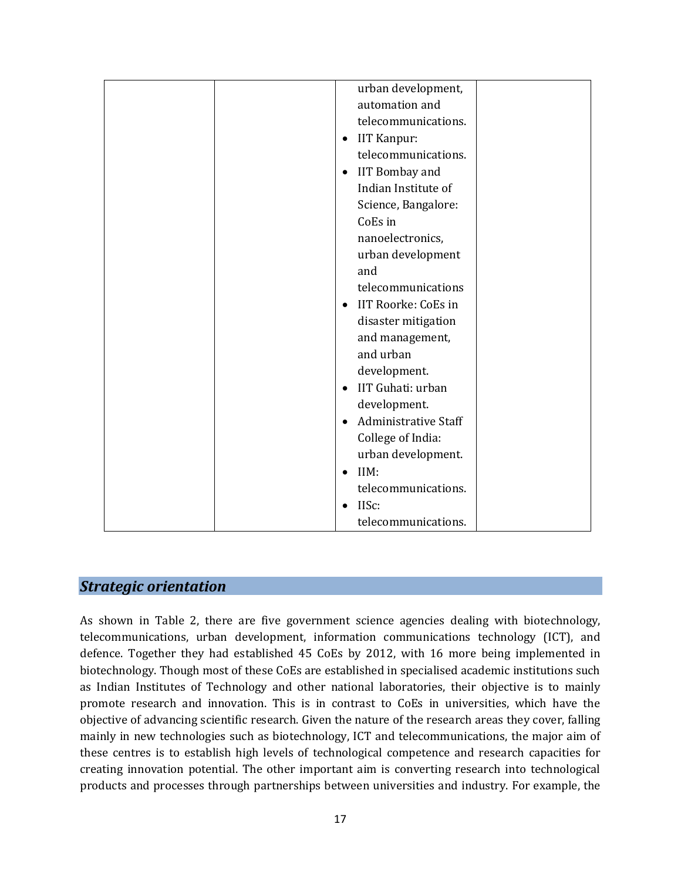|  |  | urban development, automation and telecommunications.<br>• IIT Kanpur: telecommunications.<br>• IIT Bombay and Indian Institute of Science, Bangalore: CoEs in nanoelectronics, urban development and telecommunications<br>• IIT Roorke: CoEs in disaster mitigation and management, and urban development.<br>• IIT Guhati: urban development.<br>• Administrative Staff College of India: urban development.<br>• IIM: telecommunications.<br>• IISc: telecommunications. |  |
|---|---|---|---|

## ***Strategic orientation***

As shown in Table 2, there are five government science agencies dealing with biotechnology, telecommunications, urban development, information communications technology (ICT), and defence. Together they had established 45 CoEs by 2012, with 16 more being implemented in biotechnology. Though most of these CoEs are established in specialised academic institutions such as Indian Institutes of Technology and other national laboratories, their objective is to mainly promote research and innovation. This is in contrast to CoEs in universities, which have the objective of advancing scientific research. Given the nature of the research areas they cover, falling mainly in new technologies such as biotechnology, ICT and telecommunications, the major aim of these centres is to establish high levels of technological competence and research capacities for creating innovation potential. The other important aim is converting research into technological products and processes through partnerships between universities and industry. For example, the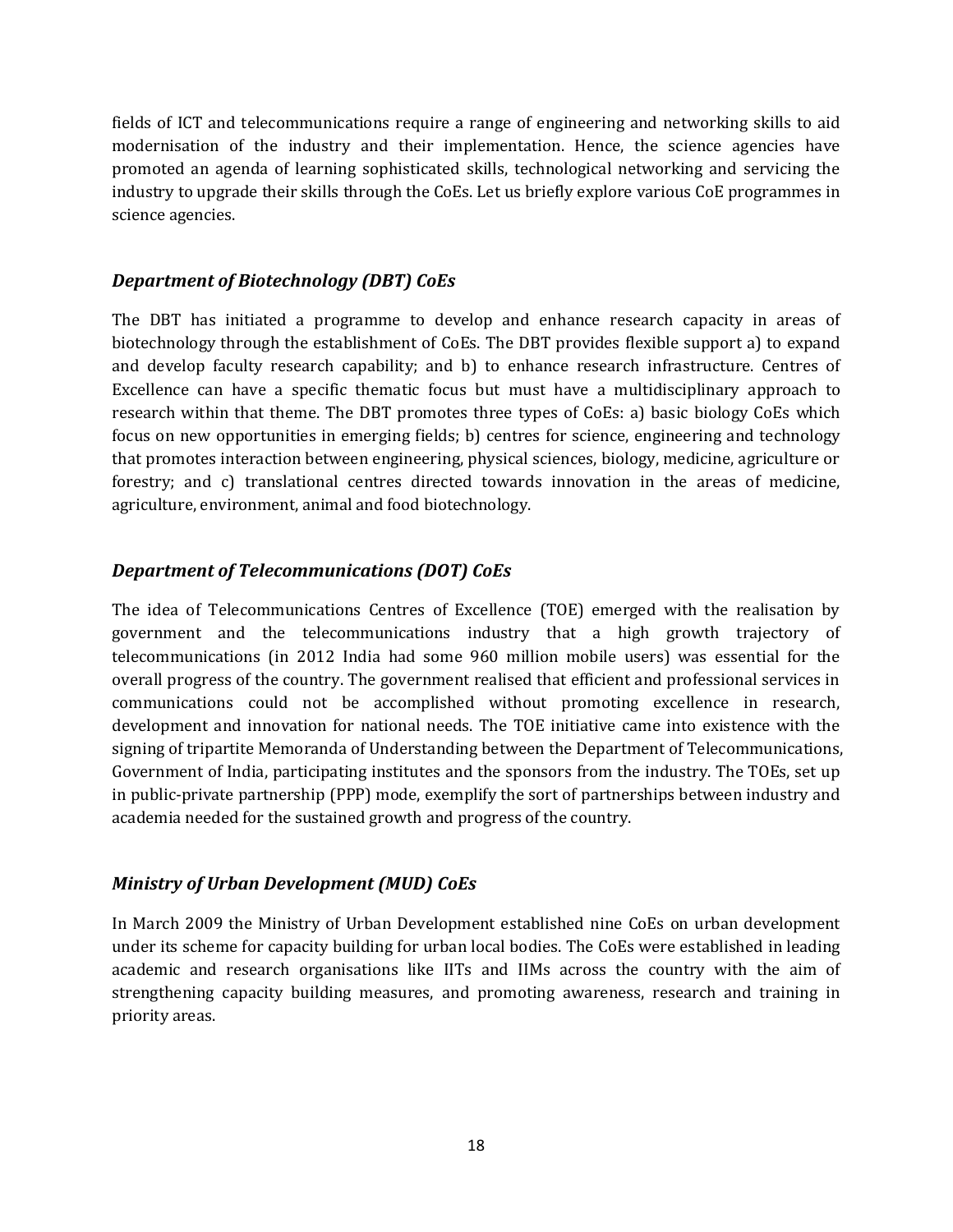fields of ICT and telecommunications require a range of engineering and networking skills to aid modernisation of the industry and their implementation. Hence, the science agencies have promoted an agenda of learning sophisticated skills, technological networking and servicing the industry to upgrade their skills through the CoEs. Let us briefly explore various CoE programmes in science agencies.

### *Department of Biotechnology (DBT) CoEs*

The DBT has initiated a programme to develop and enhance research capacity in areas of biotechnology through the establishment of CoEs. The DBT provides flexible support a) to expand and develop faculty research capability; and b) to enhance research infrastructure. Centres of Excellence can have a specific thematic focus but must have a multidisciplinary approach to research within that theme. The DBT promotes three types of CoEs: a) basic biology CoEs which focus on new opportunities in emerging fields; b) centres for science, engineering and technology that promotes interaction between engineering, physical sciences, biology, medicine, agriculture or forestry; and c) translational centres directed towards innovation in the areas of medicine, agriculture, environment, animal and food biotechnology.

### *Department of Telecommunications (DOT) CoEs*

The idea of Telecommunications Centres of Excellence (TOE) emerged with the realisation by government and the telecommunications industry that a high growth trajectory of telecommunications (in 2012 India had some 960 million mobile users) was essential for the overall progress of the country. The government realised that efficient and professional services in communications could not be accomplished without promoting excellence in research, development and innovation for national needs. The TOE initiative came into existence with the signing of tripartite Memoranda of Understanding between the Department of Telecommunications, Government of India, participating institutes and the sponsors from the industry. The TOEs, set up in public-private partnership (PPP) mode, exemplify the sort of partnerships between industry and academia needed for the sustained growth and progress of the country.

### *Ministry of Urban Development (MUD) CoEs*

In March 2009 the Ministry of Urban Development established nine CoEs on urban development under its scheme for capacity building for urban local bodies. The CoEs were established in leading academic and research organisations like IITs and IIMs across the country with the aim of strengthening capacity building measures, and promoting awareness, research and training in priority areas.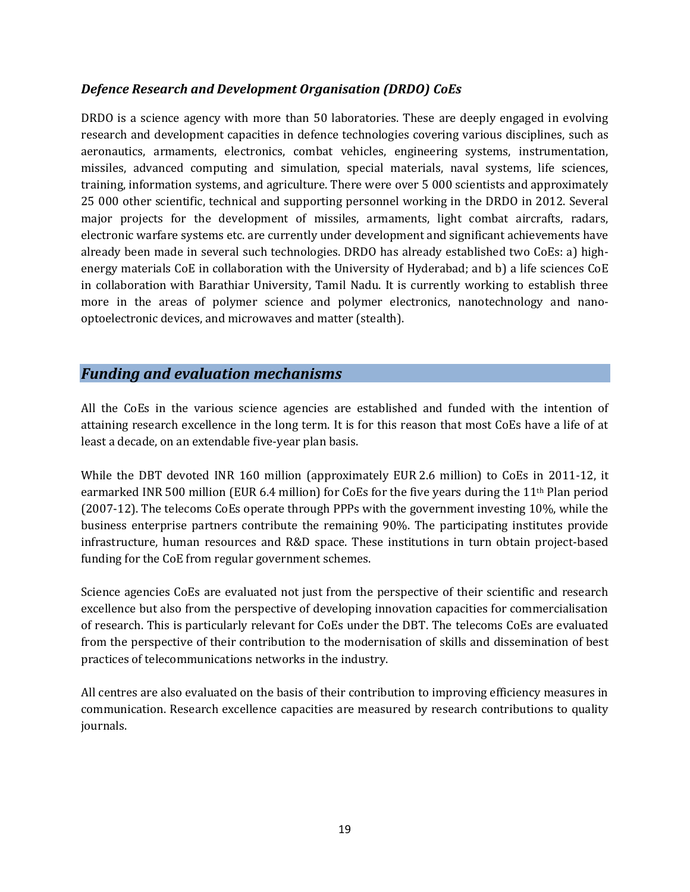### *Defence Research and Development Organisation (DRDO) CoEs*

DRDO is a science agency with more than 50 laboratories. These are deeply engaged in evolving research and development capacities in defence technologies covering various disciplines, such as aeronautics, armaments, electronics, combat vehicles, engineering systems, instrumentation, missiles, advanced computing and simulation, special materials, naval systems, life sciences, training, information systems, and agriculture. There were over 5 000 scientists and approximately 25 000 other scientific, technical and supporting personnel working in the DRDO in 2012. Several major projects for the development of missiles, armaments, light combat aircrafts, radars, electronic warfare systems etc. are currently under development and significant achievements have already been made in several such technologies. DRDO has already established two CoEs: a) high-energy materials CoE in collaboration with the University of Hyderabad; and b) a life sciences CoE in collaboration with Barathiar University, Tamil Nadu. It is currently working to establish three more in the areas of polymer science and polymer electronics, nanotechnology and nano-optoelectronic devices, and microwaves and matter (stealth).

## *Funding and evaluation mechanisms*

All the CoEs in the various science agencies are established and funded with the intention of attaining research excellence in the long term. It is for this reason that most CoEs have a life of at least a decade, on an extendable five-year plan basis.

While the DBT devoted INR 160 million (approximately EUR 2.6 million) to CoEs in 2011-12, it earmarked INR 500 million (EUR 6.4 million) for CoEs for the five years during the 11th Plan period (2007-12). The telecoms CoEs operate through PPPs with the government investing 10%, while the business enterprise partners contribute the remaining 90%. The participating institutes provide infrastructure, human resources and R&D space. These institutions in turn obtain project-based funding for the CoE from regular government schemes.

Science agencies CoEs are evaluated not just from the perspective of their scientific and research excellence but also from the perspective of developing innovation capacities for commercialisation of research. This is particularly relevant for CoEs under the DBT. The telecoms CoEs are evaluated from the perspective of their contribution to the modernisation of skills and dissemination of best practices of telecommunications networks in the industry.

All centres are also evaluated on the basis of their contribution to improving efficiency measures in communication. Research excellence capacities are measured by research contributions to quality journals.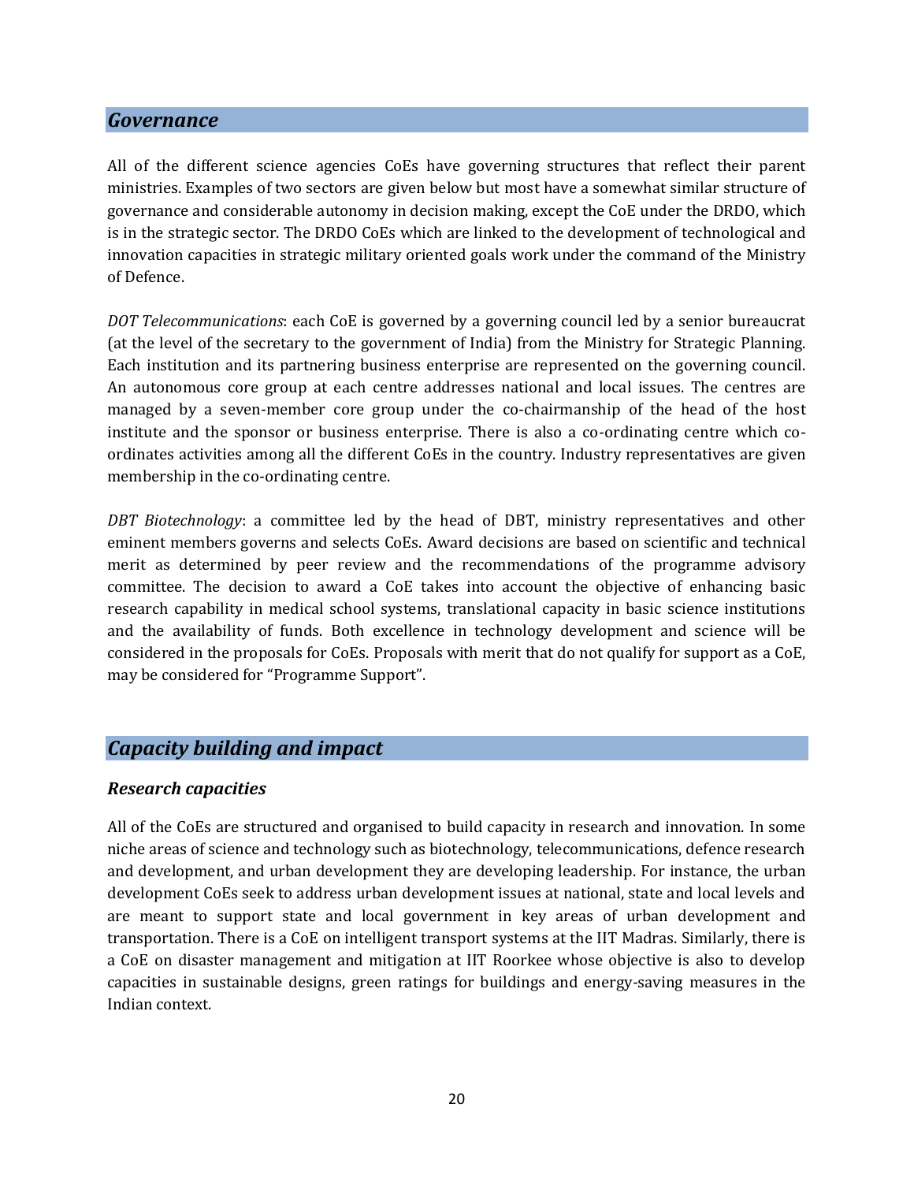## *Governance*

All of the different science agencies CoEs have governing structures that reflect their parent ministries. Examples of two sectors are given below but most have a somewhat similar structure of governance and considerable autonomy in decision making, except the CoE under the DRDO, which is in the strategic sector. The DRDO CoEs which are linked to the development of technological and innovation capacities in strategic military oriented goals work under the command of the Ministry of Defence.

*DOT Telecommunications*: each CoE is governed by a governing council led by a senior bureaucrat (at the level of the secretary to the government of India) from the Ministry for Strategic Planning. Each institution and its partnering business enterprise are represented on the governing council. An autonomous core group at each centre addresses national and local issues. The centres are managed by a seven-member core group under the co-chairmanship of the head of the host institute and the sponsor or business enterprise. There is also a co-ordinating centre which co-ordinates activities among all the different CoEs in the country. Industry representatives are given membership in the co-ordinating centre.

*DBT Biotechnology*: a committee led by the head of DBT, ministry representatives and other eminent members governs and selects CoEs. Award decisions are based on scientific and technical merit as determined by peer review and the recommendations of the programme advisory committee. The decision to award a CoE takes into account the objective of enhancing basic research capability in medical school systems, translational capacity in basic science institutions and the availability of funds. Both excellence in technology development and science will be considered in the proposals for CoEs. Proposals with merit that do not qualify for support as a CoE, may be considered for "Programme Support".

## *Capacity building and impact*

### *Research capacities*

All of the CoEs are structured and organised to build capacity in research and innovation. In some niche areas of science and technology such as biotechnology, telecommunications, defence research and development, and urban development they are developing leadership. For instance, the urban development CoEs seek to address urban development issues at national, state and local levels and are meant to support state and local government in key areas of urban development and transportation. There is a CoE on intelligent transport systems at the IIT Madras. Similarly, there is a CoE on disaster management and mitigation at IIT Roorkee whose objective is also to develop capacities in sustainable designs, green ratings for buildings and energy-saving measures in the Indian context.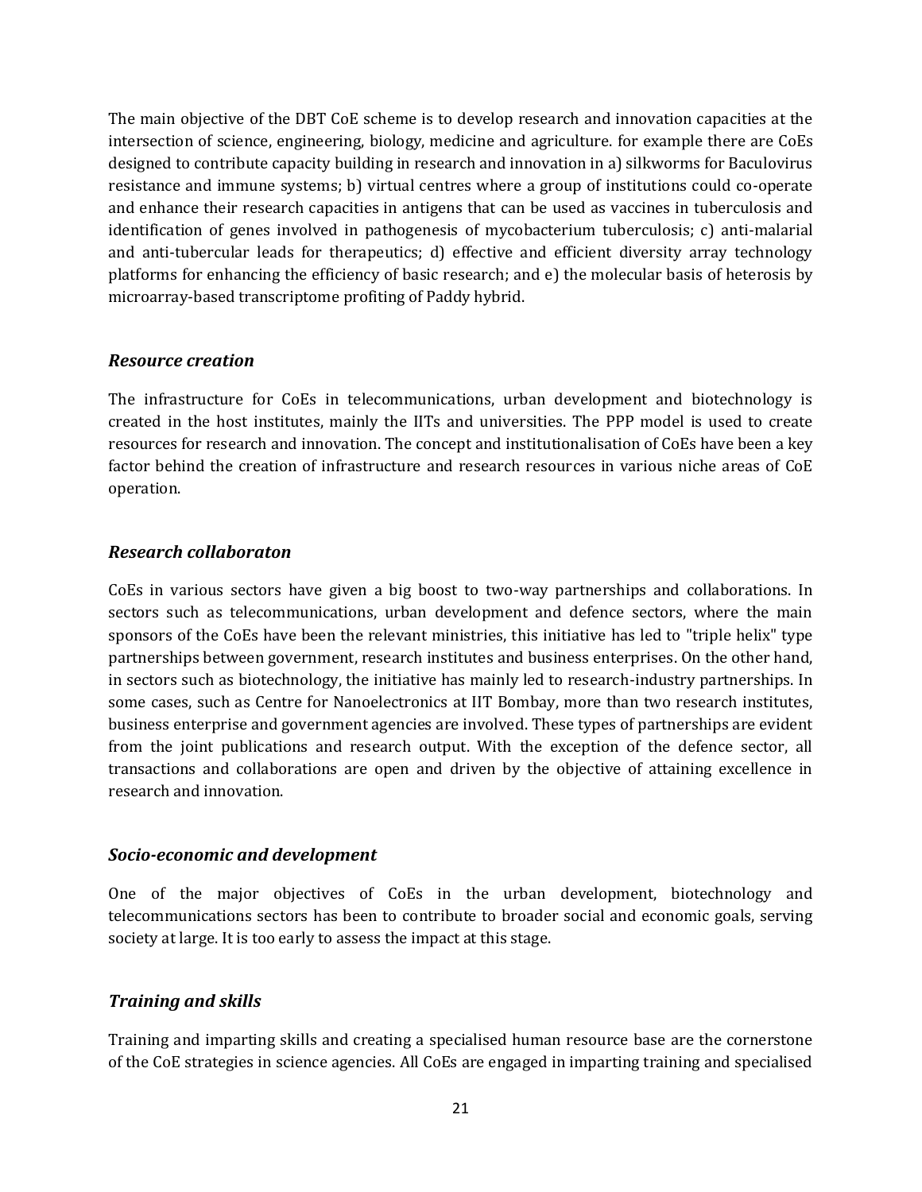The main objective of the DBT CoE scheme is to develop research and innovation capacities at the intersection of science, engineering, biology, medicine and agriculture. for example there are CoEs designed to contribute capacity building in research and innovation in a) silkworms for Baculovirus resistance and immune systems; b) virtual centres where a group of institutions could co-operate and enhance their research capacities in antigens that can be used as vaccines in tuberculosis and identification of genes involved in pathogenesis of mycobacterium tuberculosis; c) anti-malarial and anti-tubercular leads for therapeutics; d) effective and efficient diversity array technology platforms for enhancing the efficiency of basic research; and e) the molecular basis of heterosis by microarray-based transcriptome profiting of Paddy hybrid.

### *Resource creation*

The infrastructure for CoEs in telecommunications, urban development and biotechnology is created in the host institutes, mainly the IITs and universities. The PPP model is used to create resources for research and innovation. The concept and institutionalisation of CoEs have been a key factor behind the creation of infrastructure and research resources in various niche areas of CoE operation.

### *Research collaboraton*

CoEs in various sectors have given a big boost to two-way partnerships and collaborations. In sectors such as telecommunications, urban development and defence sectors, where the main sponsors of the CoEs have been the relevant ministries, this initiative has led to "triple helix" type partnerships between government, research institutes and business enterprises. On the other hand, in sectors such as biotechnology, the initiative has mainly led to research-industry partnerships. In some cases, such as Centre for Nanoelectronics at IIT Bombay, more than two research institutes, business enterprise and government agencies are involved. These types of partnerships are evident from the joint publications and research output. With the exception of the defence sector, all transactions and collaborations are open and driven by the objective of attaining excellence in research and innovation.

### *Socio-economic and development*

One of the major objectives of CoEs in the urban development, biotechnology and telecommunications sectors has been to contribute to broader social and economic goals, serving society at large. It is too early to assess the impact at this stage.

### *Training and skills*

Training and imparting skills and creating a specialised human resource base are the cornerstone of the CoE strategies in science agencies. All CoEs are engaged in imparting training and specialised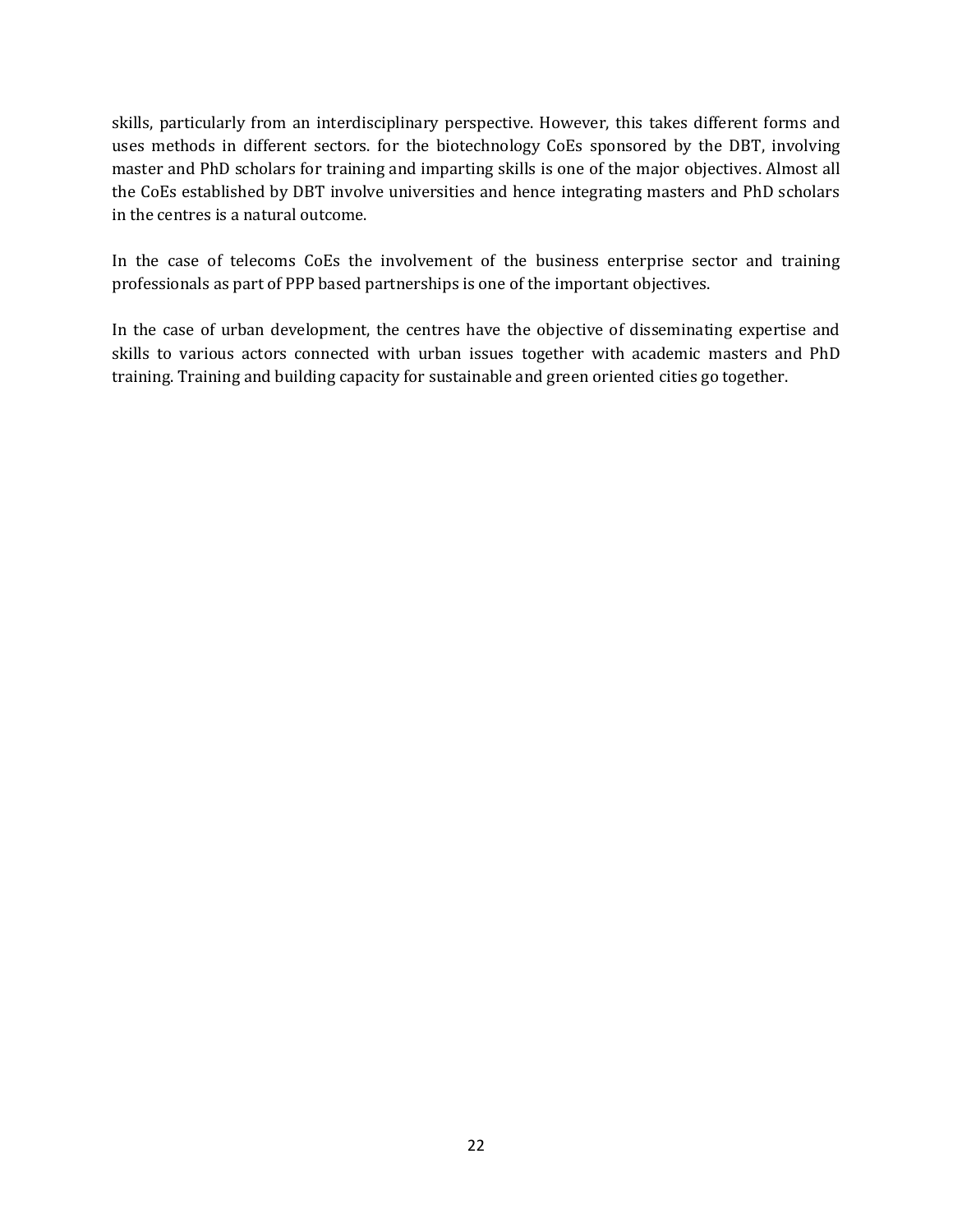skills, particularly from an interdisciplinary perspective. However, this takes different forms and uses methods in different sectors. for the biotechnology CoEs sponsored by the DBT, involving master and PhD scholars for training and imparting skills is one of the major objectives. Almost all the CoEs established by DBT involve universities and hence integrating masters and PhD scholars in the centres is a natural outcome.

In the case of telecoms CoEs the involvement of the business enterprise sector and training professionals as part of PPP based partnerships is one of the important objectives.

In the case of urban development, the centres have the objective of disseminating expertise and skills to various actors connected with urban issues together with academic masters and PhD training. Training and building capacity for sustainable and green oriented cities go together.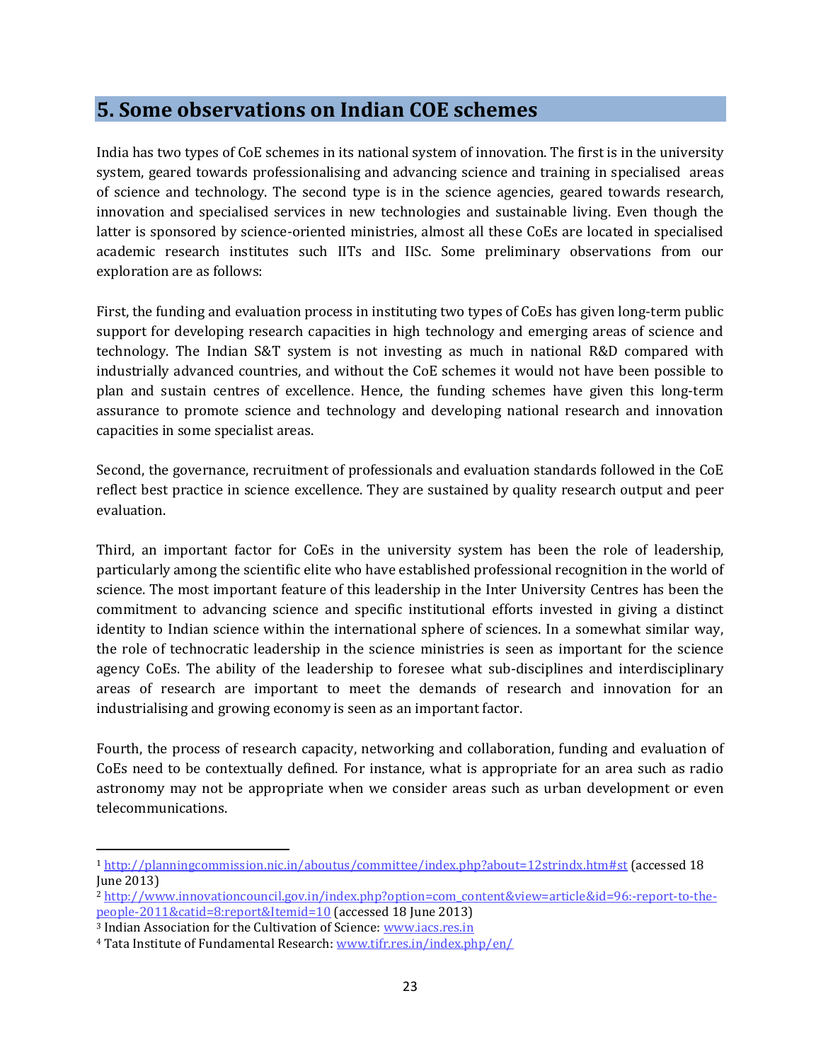## 5. Some observations on Indian COE schemes

India has two types of CoE schemes in its national system of innovation. The first is in the university system, geared towards professionalising and advancing science and training in specialised areas of science and technology. The second type is in the science agencies, geared towards research, innovation and specialised services in new technologies and sustainable living. Even though the latter is sponsored by science-oriented ministries, almost all these CoEs are located in specialised academic research institutes such IITs and IISc. Some preliminary observations from our exploration are as follows:

First, the funding and evaluation process in instituting two types of CoEs has given long-term public support for developing research capacities in high technology and emerging areas of science and technology. The Indian S&T system is not investing as much in national R&D compared with industrially advanced countries, and without the CoE schemes it would not have been possible to plan and sustain centres of excellence. Hence, the funding schemes have given this long-term assurance to promote science and technology and developing national research and innovation capacities in some specialist areas.

Second, the governance, recruitment of professionals and evaluation standards followed in the CoE reflect best practice in science excellence. They are sustained by quality research output and peer evaluation.

Third, an important factor for CoEs in the university system has been the role of leadership, particularly among the scientific elite who have established professional recognition in the world of science. The most important feature of this leadership in the Inter University Centres has been the commitment to advancing science and specific institutional efforts invested in giving a distinct identity to Indian science within the international sphere of sciences. In a somewhat similar way, the role of technocratic leadership in the science ministries is seen as important for the science agency CoEs. The ability of the leadership to foresee what sub-disciplines and interdisciplinary areas of research are important to meet the demands of research and innovation for an industrialising and growing economy is seen as an important factor.

Fourth, the process of research capacity, networking and collaboration, funding and evaluation of CoEs need to be contextually defined. For instance, what is appropriate for an area such as radio astronomy may not be appropriate when we consider areas such as urban development or even telecommunications.

---

[1] http://planningcommission.nic.in/aboutus/committee/index.php?about=12strindx.htm#st (accessed 18 June 2013)

[2] http://www.innovationcouncil.gov.in/index.php?option=com_content&view=article&id=96:-report-to-the-people-2011&catid=8:report&Itemid=10 (accessed 18 June 2013)

[3] Indian Association for the Cultivation of Science: www.iacs.res.in

[4] Tata Institute of Fundamental Research: www.tifr.res.in/index.php/en/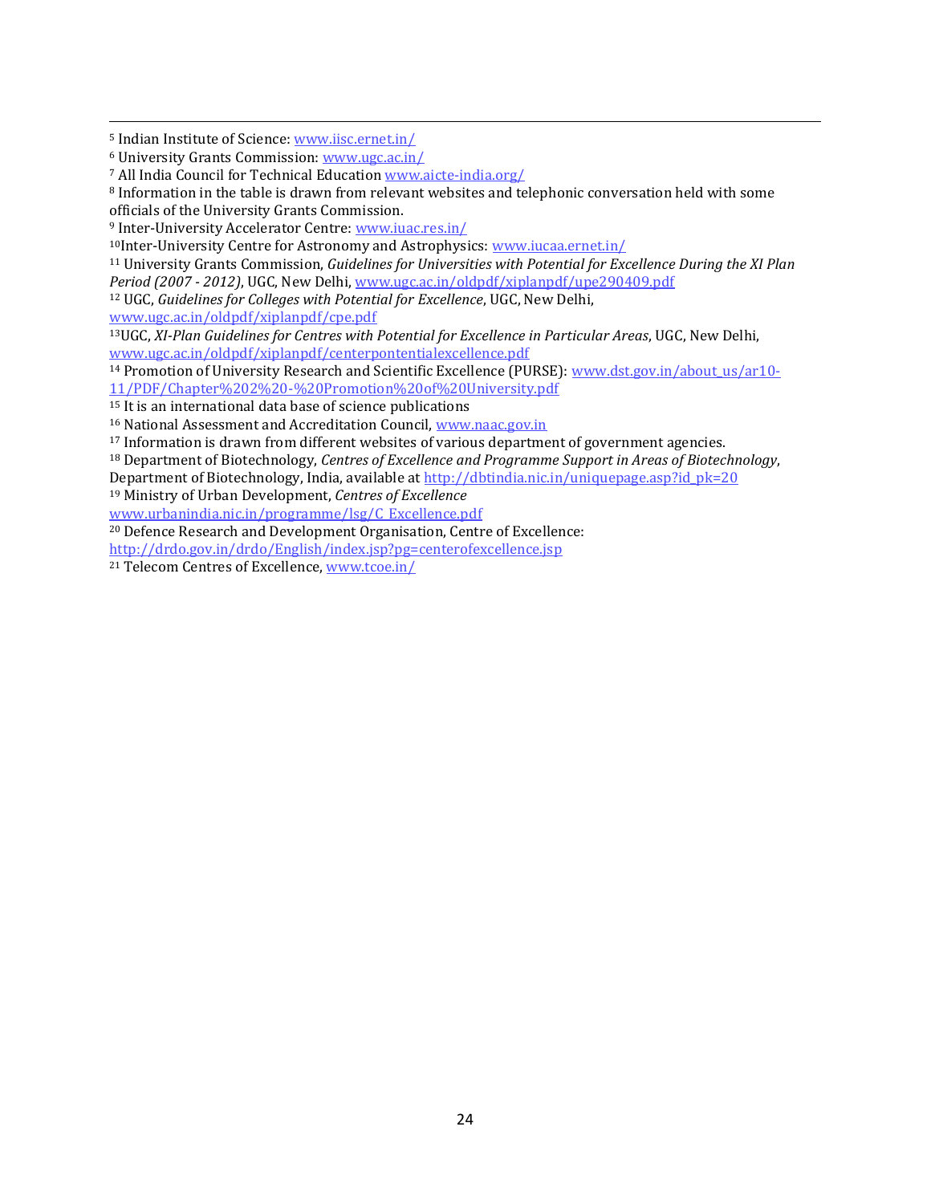[5] Indian Institute of Science: www.iisc.ernet.in/

[6] University Grants Commission: www.ugc.ac.in/

[7] All India Council for Technical Education www.aicte-india.org/

[8] Information in the table is drawn from relevant websites and telephonic conversation held with some officials of the University Grants Commission.

[9] Inter-University Accelerator Centre: www.iuac.res.in/

[10] Inter-University Centre for Astronomy and Astrophysics: www.iucaa.ernet.in/

[11] University Grants Commission, *Guidelines for Universities with Potential for Excellence During the XI Plan Period (2007 - 2012)*, UGC, New Delhi, www.ugc.ac.in/oldpdf/xiplanpdf/upe290409.pdf

[12] UGC, *Guidelines for Colleges with Potential for Excellence*, UGC, New Delhi, www.ugc.ac.in/oldpdf/xiplanpdf/cpe.pdf

[13] UGC, *XI-Plan Guidelines for Centres with Potential for Excellence in Particular Areas*, UGC, New Delhi, www.ugc.ac.in/oldpdf/xiplanpdf/centerpontentialexcellence.pdf

[14] Promotion of University Research and Scientific Excellence (PURSE): www.dst.gov.in/about_us/ar10-11/PDF/Chapter%202%20-%20Promotion%20of%20University.pdf

[15] It is an international data base of science publications

[16] National Assessment and Accreditation Council, www.naac.gov.in

[17] Information is drawn from different websites of various department of government agencies.

[18] Department of Biotechnology, *Centres of Excellence and Programme Support in Areas of Biotechnology*, Department of Biotechnology, India, available at http://dbtindia.nic.in/uniquepage.asp?id_pk=20

[19] Ministry of Urban Development, *Centres of Excellence* www.urbanindia.nic.in/programme/lsg/C_Excellence.pdf

[20] Defence Research and Development Organisation, Centre of Excellence: http://drdo.gov.in/drdo/English/index.jsp?pg=centerofexcellence.jsp

[21] Telecom Centres of Excellence, www.tcoe.in/